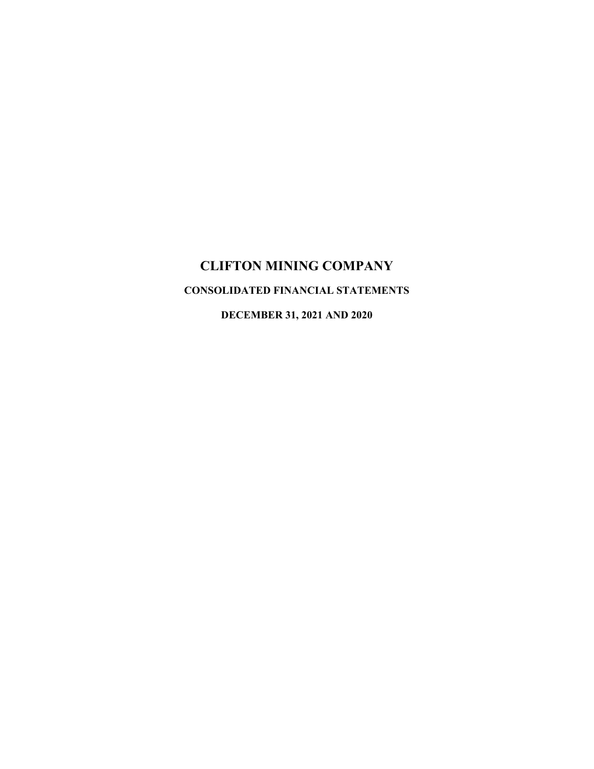# CLIFTON MINING COMPANY

## CONSOLIDATED FINANCIAL STATEMENTS

## DECEMBER 31, 2021 AND 2020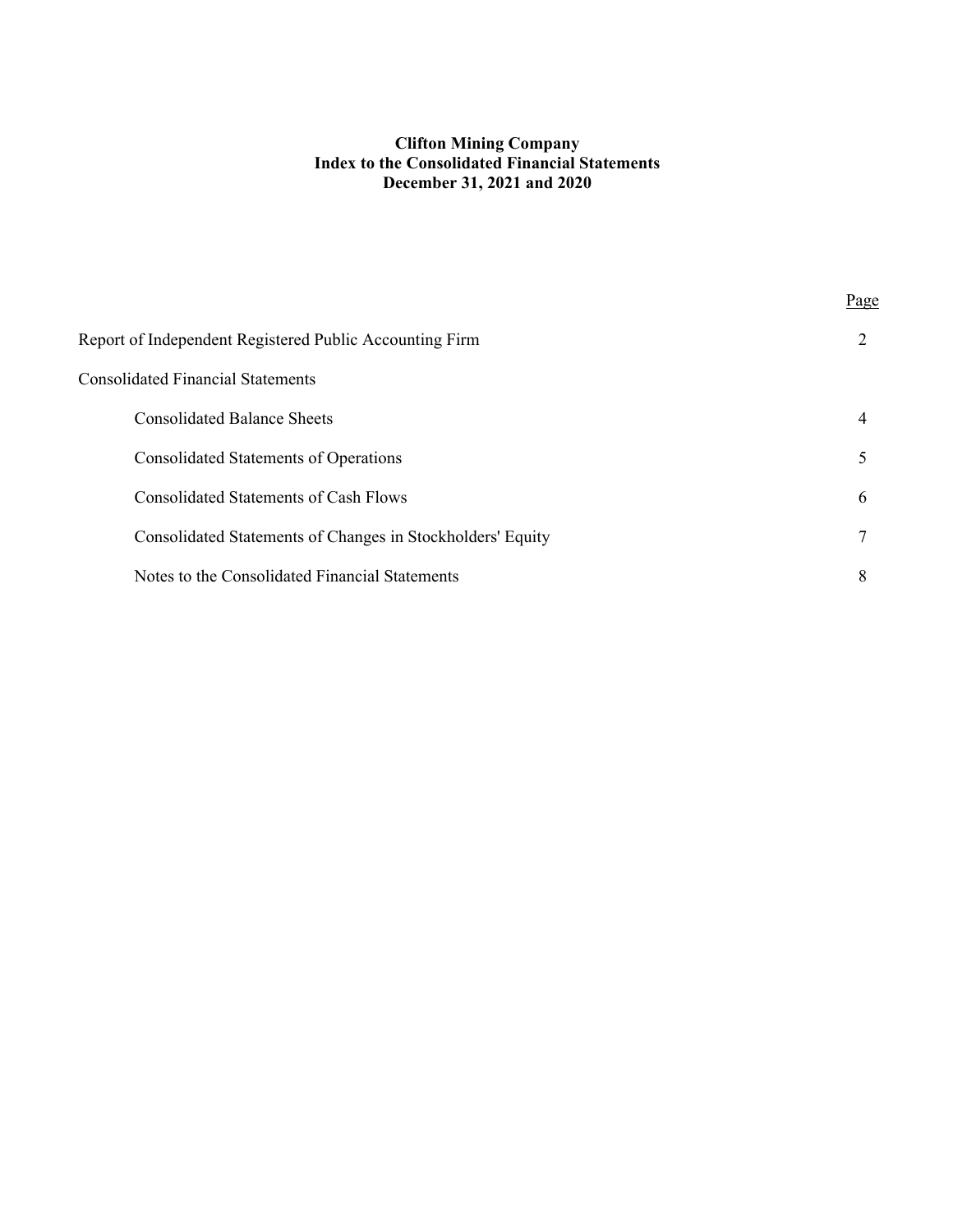# Clifton Mining Company
## Index to the Consolidated Financial Statements
## December 31, 2021 and 2020

| | Page |
|---|---|
| Report of Independent Registered Public Accounting Firm | 2 |
| Consolidated Financial Statements | |
| Consolidated Balance Sheets | 4 |
| Consolidated Statements of Operations | 5 |
| Consolidated Statements of Cash Flows | 6 |
| Consolidated Statements of Changes in Stockholders' Equity | 7 |
| Notes to the Consolidated Financial Statements | 8 |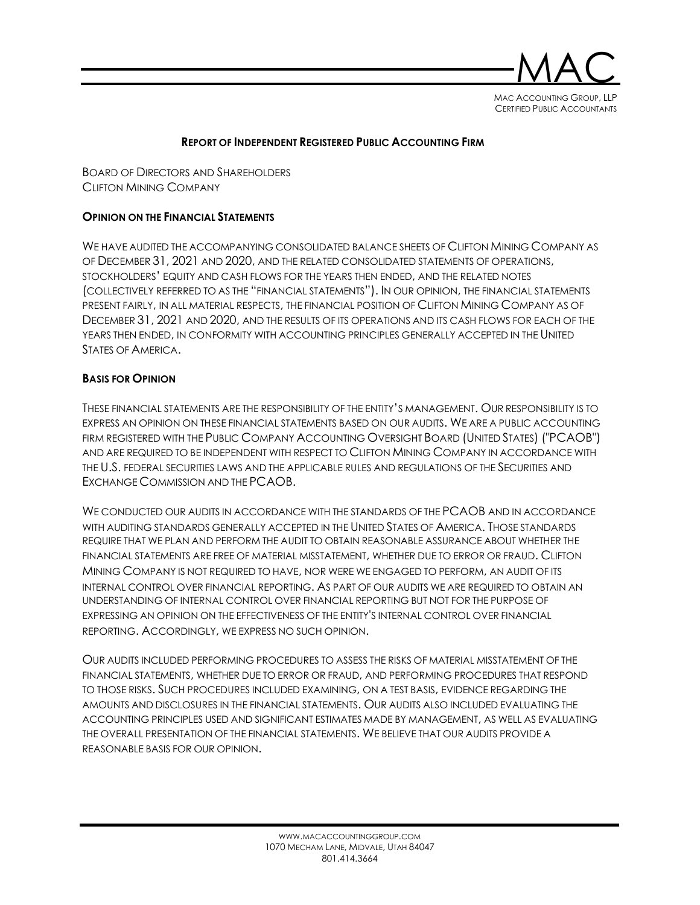MAC

MAC ACCOUNTING GROUP, LLP
CERTIFIED PUBLIC ACCOUNTANTS

## REPORT OF INDEPENDENT REGISTERED PUBLIC ACCOUNTING FIRM

BOARD OF DIRECTORS AND SHAREHOLDERS
CLIFTON MINING COMPANY

### OPINION ON THE FINANCIAL STATEMENTS

WE HAVE AUDITED THE ACCOMPANYING CONSOLIDATED BALANCE SHEETS OF CLIFTON MINING COMPANY AS OF DECEMBER 31, 2021 AND 2020, AND THE RELATED CONSOLIDATED STATEMENTS OF OPERATIONS, STOCKHOLDERS' EQUITY AND CASH FLOWS FOR THE YEARS THEN ENDED, AND THE RELATED NOTES (COLLECTIVELY REFERRED TO AS THE "FINANCIAL STATEMENTS"). IN OUR OPINION, THE FINANCIAL STATEMENTS PRESENT FAIRLY, IN ALL MATERIAL RESPECTS, THE FINANCIAL POSITION OF CLIFTON MINING COMPANY AS OF DECEMBER 31, 2021 AND 2020, AND THE RESULTS OF ITS OPERATIONS AND ITS CASH FLOWS FOR EACH OF THE YEARS THEN ENDED, IN CONFORMITY WITH ACCOUNTING PRINCIPLES GENERALLY ACCEPTED IN THE UNITED STATES OF AMERICA.

### BASIS FOR OPINION

THESE FINANCIAL STATEMENTS ARE THE RESPONSIBILITY OF THE ENTITY'S MANAGEMENT. OUR RESPONSIBILITY IS TO EXPRESS AN OPINION ON THESE FINANCIAL STATEMENTS BASED ON OUR AUDITS. WE ARE A PUBLIC ACCOUNTING FIRM REGISTERED WITH THE PUBLIC COMPANY ACCOUNTING OVERSIGHT BOARD (UNITED STATES) ("PCAOB") AND ARE REQUIRED TO BE INDEPENDENT WITH RESPECT TO CLIFTON MINING COMPANY IN ACCORDANCE WITH THE U.S. FEDERAL SECURITIES LAWS AND THE APPLICABLE RULES AND REGULATIONS OF THE SECURITIES AND EXCHANGE COMMISSION AND THE PCAOB.

WE CONDUCTED OUR AUDITS IN ACCORDANCE WITH THE STANDARDS OF THE PCAOB AND IN ACCORDANCE WITH AUDITING STANDARDS GENERALLY ACCEPTED IN THE UNITED STATES OF AMERICA. THOSE STANDARDS REQUIRE THAT WE PLAN AND PERFORM THE AUDIT TO OBTAIN REASONABLE ASSURANCE ABOUT WHETHER THE FINANCIAL STATEMENTS ARE FREE OF MATERIAL MISSTATEMENT, WHETHER DUE TO ERROR OR FRAUD. CLIFTON MINING COMPANY IS NOT REQUIRED TO HAVE, NOR WERE WE ENGAGED TO PERFORM, AN AUDIT OF ITS INTERNAL CONTROL OVER FINANCIAL REPORTING. AS PART OF OUR AUDITS WE ARE REQUIRED TO OBTAIN AN UNDERSTANDING OF INTERNAL CONTROL OVER FINANCIAL REPORTING BUT NOT FOR THE PURPOSE OF EXPRESSING AN OPINION ON THE EFFECTIVENESS OF THE ENTITY'S INTERNAL CONTROL OVER FINANCIAL REPORTING. ACCORDINGLY, WE EXPRESS NO SUCH OPINION.

OUR AUDITS INCLUDED PERFORMING PROCEDURES TO ASSESS THE RISKS OF MATERIAL MISSTATEMENT OF THE FINANCIAL STATEMENTS, WHETHER DUE TO ERROR OR FRAUD, AND PERFORMING PROCEDURES THAT RESPOND TO THOSE RISKS. SUCH PROCEDURES INCLUDED EXAMINING, ON A TEST BASIS, EVIDENCE REGARDING THE AMOUNTS AND DISCLOSURES IN THE FINANCIAL STATEMENTS. OUR AUDITS ALSO INCLUDED EVALUATING THE ACCOUNTING PRINCIPLES USED AND SIGNIFICANT ESTIMATES MADE BY MANAGEMENT, AS WELL AS EVALUATING THE OVERALL PRESENTATION OF THE FINANCIAL STATEMENTS. WE BELIEVE THAT OUR AUDITS PROVIDE A REASONABLE BASIS FOR OUR OPINION.

WWW.MACACCOUNTINGGROUP.COM
1070 MECHAM LANE, MIDVALE, UTAH 84047
801.414.3664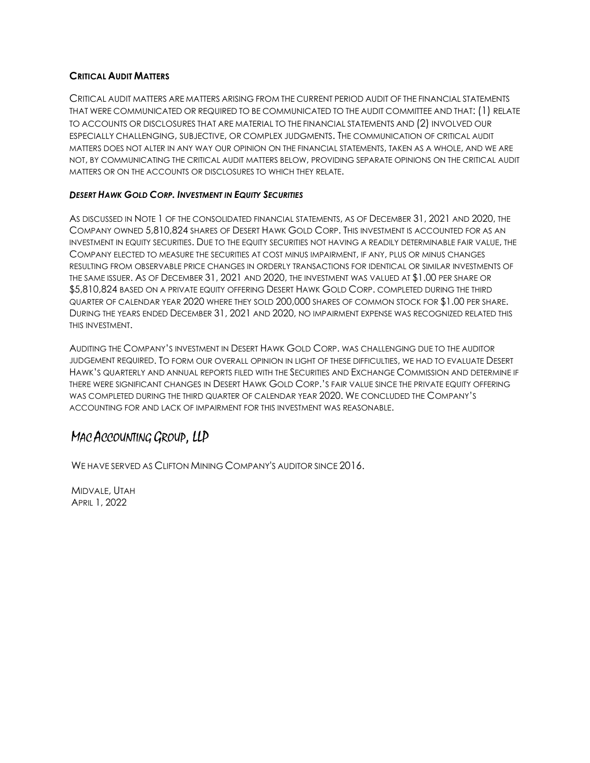## Critical Audit Matters

Critical audit matters are matters arising from the current period audit of the financial statements that were communicated or required to be communicated to the audit committee and that: (1) relate to accounts or disclosures that are material to the financial statements and (2) involved our especially challenging, subjective, or complex judgments. The communication of critical audit matters does not alter in any way our opinion on the financial statements, taken as a whole, and we are not, by communicating the critical audit matters below, providing separate opinions on the critical audit matters or on the accounts or disclosures to which they relate.

### *Desert Hawk Gold Corp. Investment in Equity Securities*

As discussed in Note 1 of the consolidated financial statements, as of December 31, 2021 and 2020, the Company owned 5,810,824 shares of Desert Hawk Gold Corp. This investment is accounted for as an investment in equity securities. Due to the equity securities not having a readily determinable fair value, the Company elected to measure the securities at cost minus impairment, if any, plus or minus changes resulting from observable price changes in orderly transactions for identical or similar investments of the same issuer. As of December 31, 2021 and 2020, the investment was valued at $1.00 per share or $5,810,824 based on a private equity offering Desert Hawk Gold Corp. completed during the third quarter of calendar year 2020 where they sold 200,000 shares of common stock for $1.00 per share. During the years ended December 31, 2021 and 2020, no impairment expense was recognized related this this investment.

Auditing the Company's investment in Desert Hawk Gold Corp. was challenging due to the auditor judgement required. To form our overall opinion in light of these difficulties, we had to evaluate Desert Hawk's quarterly and annual reports filed with the Securities and Exchange Commission and determine if there were significant changes in Desert Hawk Gold Corp.'s fair value since the private equity offering was completed during the third quarter of calendar year 2020. We concluded the Company's accounting for and lack of impairment for this investment was reasonable.

*Mac Accounting Group, LLP*

We have served as Clifton Mining Company's auditor since 2016.

Midvale, Utah
April 1, 2022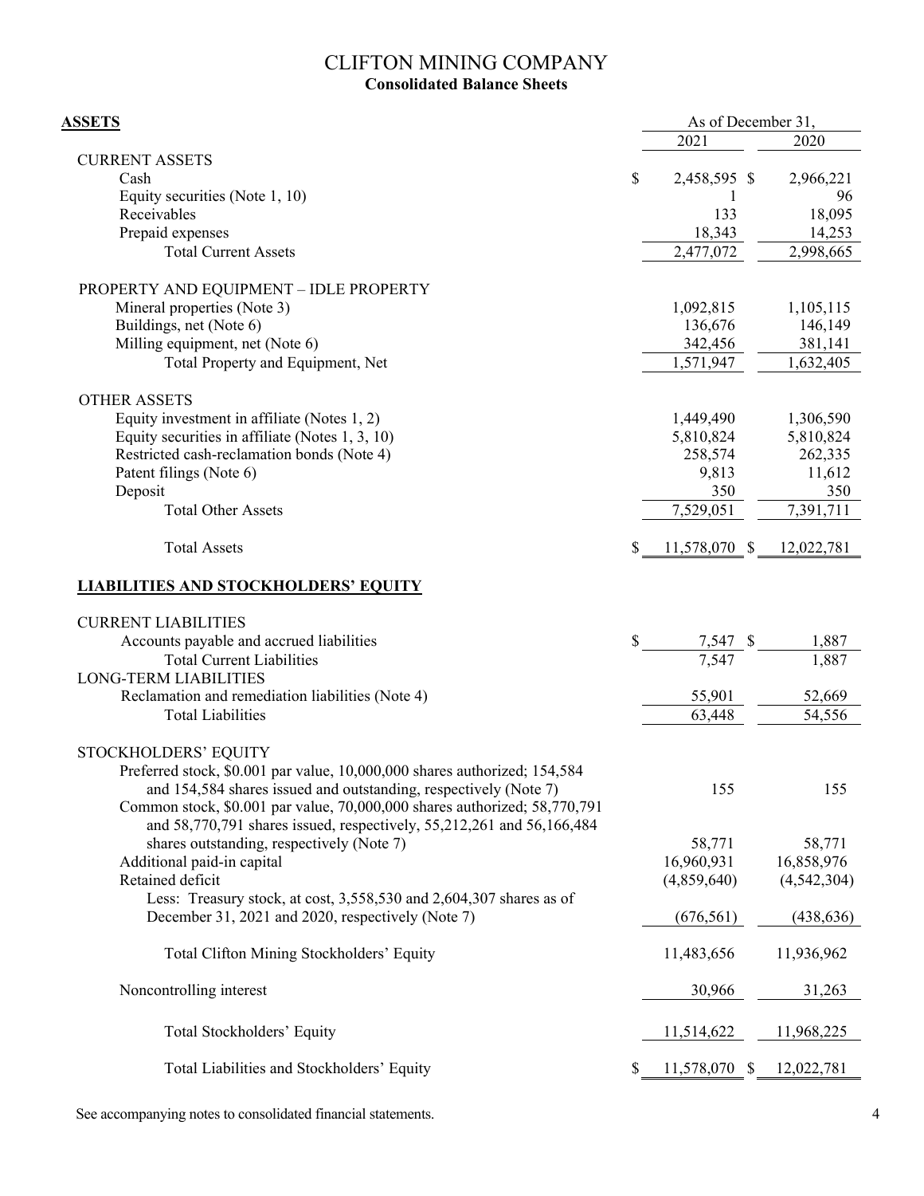# CLIFTON MINING COMPANY

## Consolidated Balance Sheets

| ASSETS | As of December 31, 2021 | 2020 |
|---|---|---|
| **CURRENT ASSETS** | | |
| Cash | $ 2,458,595 | $ 2,966,221 |
| Equity securities (Note 1, 10) | 1 | 96 |
| Receivables | 133 | 18,095 |
| Prepaid expenses | 18,343 | 14,253 |
| Total Current Assets | 2,477,072 | 2,998,665 |
| **PROPERTY AND EQUIPMENT – IDLE PROPERTY** | | |
| Mineral properties (Note 3) | 1,092,815 | 1,105,115 |
| Buildings, net (Note 6) | 136,676 | 146,149 |
| Milling equipment, net (Note 6) | 342,456 | 381,141 |
| Total Property and Equipment, Net | 1,571,947 | 1,632,405 |
| **OTHER ASSETS** | | |
| Equity investment in affiliate (Notes 1, 2) | 1,449,490 | 1,306,590 |
| Equity securities in affiliate (Notes 1, 3, 10) | 5,810,824 | 5,810,824 |
| Restricted cash-reclamation bonds (Note 4) | 258,574 | 262,335 |
| Patent filings (Note 6) | 9,813 | 11,612 |
| Deposit | 350 | 350 |
| Total Other Assets | 7,529,051 | 7,391,711 |
| Total Assets | $ 11,578,070 | $ 12,022,781 |
| **LIABILITIES AND STOCKHOLDERS' EQUITY** | | |
| **CURRENT LIABILITIES** | | |
| Accounts payable and accrued liabilities | $ 7,547 | $ 1,887 |
| Total Current Liabilities | 7,547 | 1,887 |
| **LONG-TERM LIABILITIES** | | |
| Reclamation and remediation liabilities (Note 4) | 55,901 | 52,669 |
| Total Liabilities | 63,448 | 54,556 |
| **STOCKHOLDERS' EQUITY** | | |
| Preferred stock, $0.001 par value, 10,000,000 shares authorized; 154,584 and 154,584 shares issued and outstanding, respectively (Note 7) | 155 | 155 |
| Common stock, $0.001 par value, 70,000,000 shares authorized; 58,770,791 and 58,770,791 shares issued, respectively, 55,212,261 and 56,166,484 shares outstanding, respectively (Note 7) | 58,771 | 58,771 |
| Additional paid-in capital | 16,960,931 | 16,858,976 |
| Retained deficit | (4,859,640) | (4,542,304) |
| Less: Treasury stock, at cost, 3,558,530 and 2,604,307 shares as of December 31, 2021 and 2020, respectively (Note 7) | (676,561) | (438,636) |
| Total Clifton Mining Stockholders' Equity | 11,483,656 | 11,936,962 |
| Noncontrolling interest | 30,966 | 31,263 |
| Total Stockholders' Equity | 11,514,622 | 11,968,225 |
| Total Liabilities and Stockholders' Equity | $ 11,578,070 | $ 12,022,781 |

See accompanying notes to consolidated financial statements.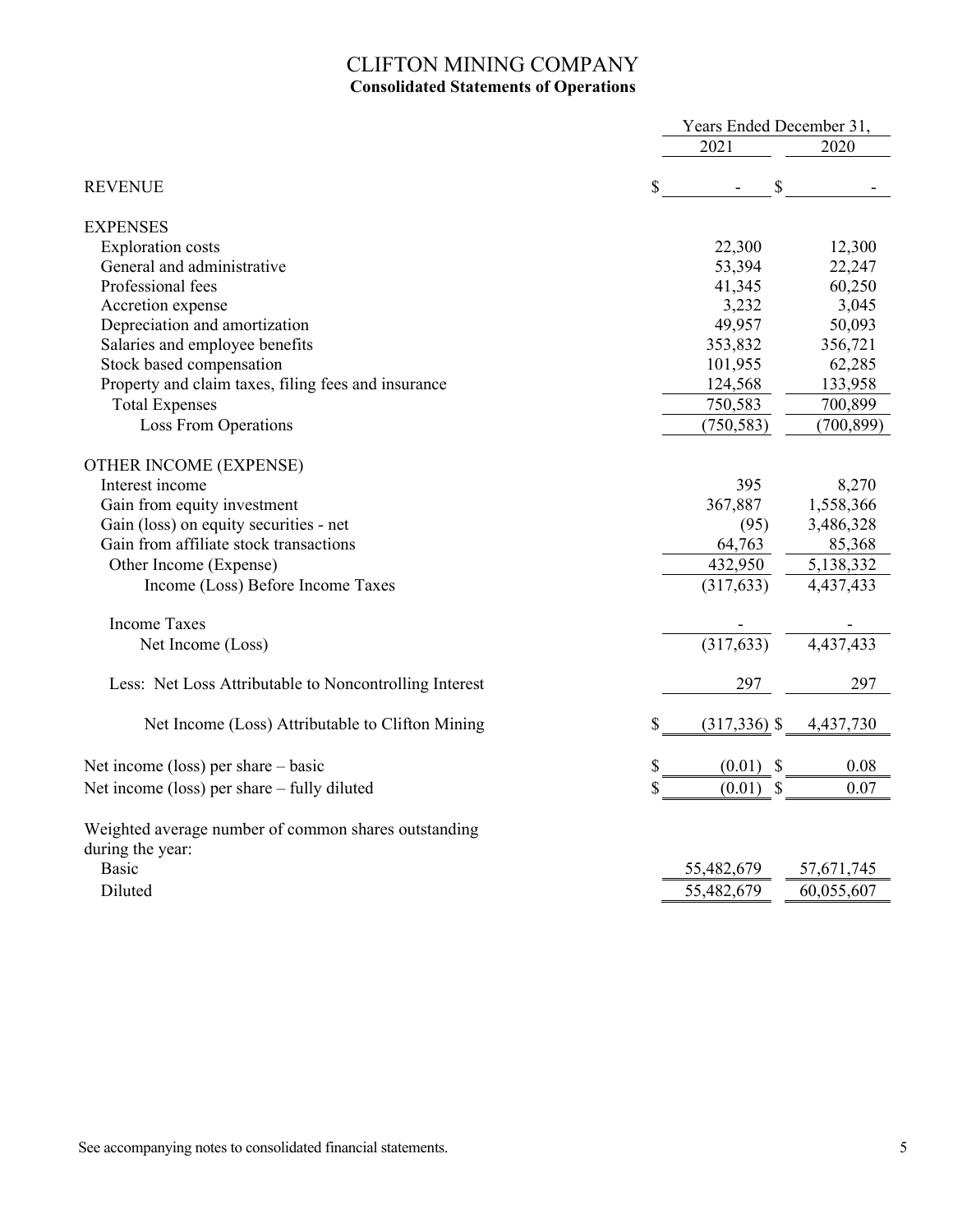# CLIFTON MINING COMPANY

## Consolidated Statements of Operations

| | Years Ended December 31, 2021 | Years Ended December 31, 2020 |
|---|---|---|
| REVENUE | $ - | $ - |
| EXPENSES | | |
| Exploration costs | 22,300 | 12,300 |
| General and administrative | 53,394 | 22,247 |
| Professional fees | 41,345 | 60,250 |
| Accretion expense | 3,232 | 3,045 |
| Depreciation and amortization | 49,957 | 50,093 |
| Salaries and employee benefits | 353,832 | 356,721 |
| Stock based compensation | 101,955 | 62,285 |
| Property and claim taxes, filing fees and insurance | 124,568 | 133,958 |
| Total Expenses | 750,583 | 700,899 |
| Loss From Operations | (750,583) | (700,899) |
| OTHER INCOME (EXPENSE) | | |
| Interest income | 395 | 8,270 |
| Gain from equity investment | 367,887 | 1,558,366 |
| Gain (loss) on equity securities - net | (95) | 3,486,328 |
| Gain from affiliate stock transactions | 64,763 | 85,368 |
| Other Income (Expense) | 432,950 | 5,138,332 |
| Income (Loss) Before Income Taxes | (317,633) | 4,437,433 |
| Income Taxes | - | - |
| Net Income (Loss) | (317,633) | 4,437,433 |
| Less: Net Loss Attributable to Noncontrolling Interest | 297 | 297 |
| Net Income (Loss) Attributable to Clifton Mining | $ (317,336) | $ 4,437,730 |
| Net income (loss) per share – basic | $ (0.01) | $ 0.08 |
| Net income (loss) per share – fully diluted | $ (0.01) | $ 0.07 |
| Weighted average number of common shares outstanding during the year: | | |
| Basic | 55,482,679 | 57,671,745 |
| Diluted | 55,482,679 | 60,055,607 |

See accompanying notes to consolidated financial statements.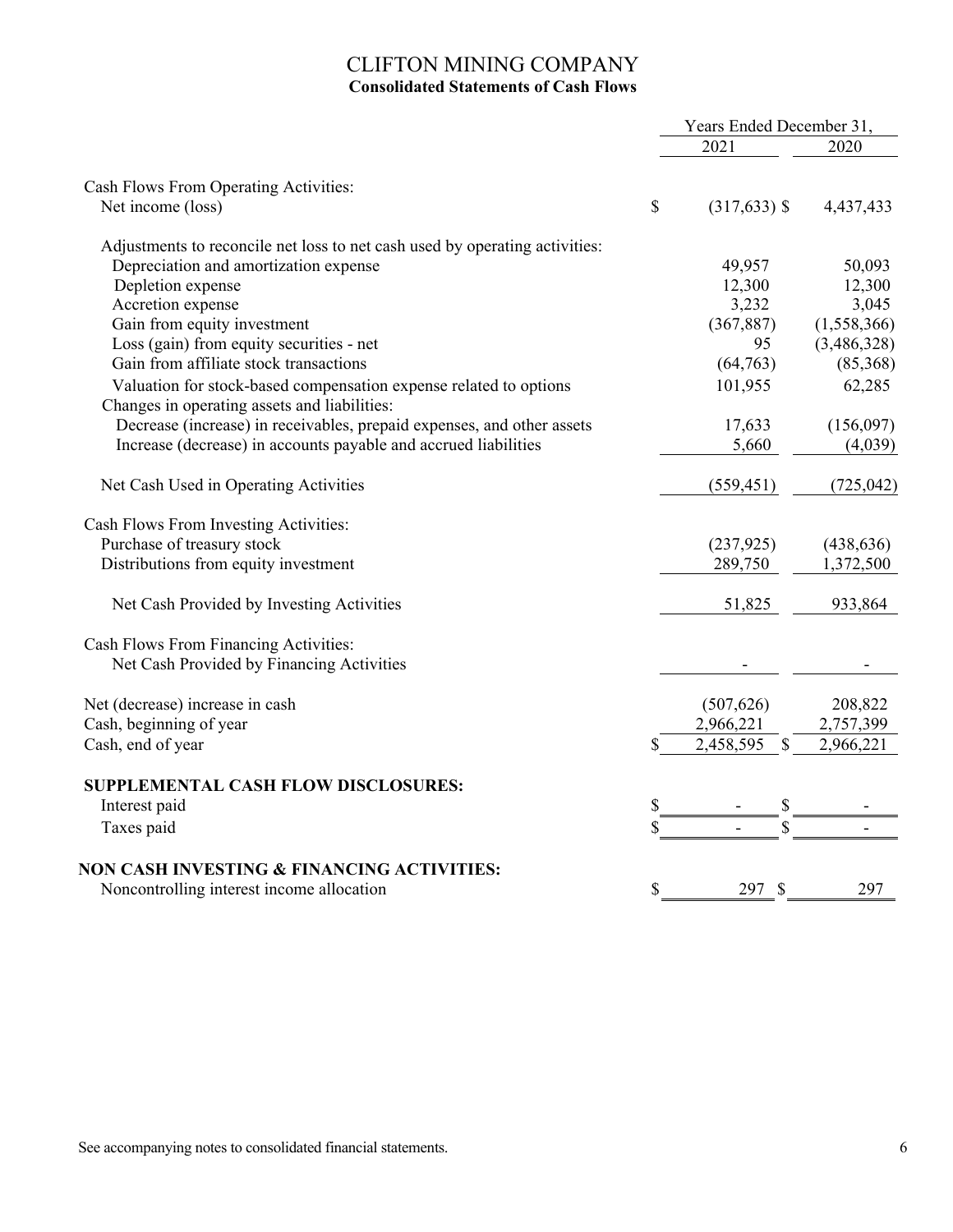# CLIFTON MINING COMPANY

## Consolidated Statements of Cash Flows

| | Years Ended December 31, | |
|---|---|---|
| | 2021 | 2020 |
| **Cash Flows From Operating Activities:** | | |
| Net income (loss) | $ (317,633) | $ 4,437,433 |
| Adjustments to reconcile net loss to net cash used by operating activities: | | |
| Depreciation and amortization expense | 49,957 | 50,093 |
| Depletion expense | 12,300 | 12,300 |
| Accretion expense | 3,232 | 3,045 |
| Gain from equity investment | (367,887) | (1,558,366) |
| Loss (gain) from equity securities - net | 95 | (3,486,328) |
| Gain from affiliate stock transactions | (64,763) | (85,368) |
| Valuation for stock-based compensation expense related to options | 101,955 | 62,285 |
| Changes in operating assets and liabilities: | | |
| Decrease (increase) in receivables, prepaid expenses, and other assets | 17,633 | (156,097) |
| Increase (decrease) in accounts payable and accrued liabilities | 5,660 | (4,039) |
| Net Cash Used in Operating Activities | (559,451) | (725,042) |
| **Cash Flows From Investing Activities:** | | |
| Purchase of treasury stock | (237,925) | (438,636) |
| Distributions from equity investment | 289,750 | 1,372,500 |
| Net Cash Provided by Investing Activities | 51,825 | 933,864 |
| **Cash Flows From Financing Activities:** | | |
| Net Cash Provided by Financing Activities | - | - |
| Net (decrease) increase in cash | (507,626) | 208,822 |
| Cash, beginning of year | 2,966,221 | 2,757,399 |
| Cash, end of year | $ 2,458,595 | $ 2,966,221 |

**SUPPLEMENTAL CASH FLOW DISCLOSURES:**

| | 2021 | 2020 |
|---|---|---|
| Interest paid | $ - | $ - |
| Taxes paid | $ - | $ - |

**NON CASH INVESTING & FINANCING ACTIVITIES:**

| | 2021 | 2020 |
|---|---|---|
| Noncontrolling interest income allocation | $ 297 | $ 297 |

See accompanying notes to consolidated financial statements.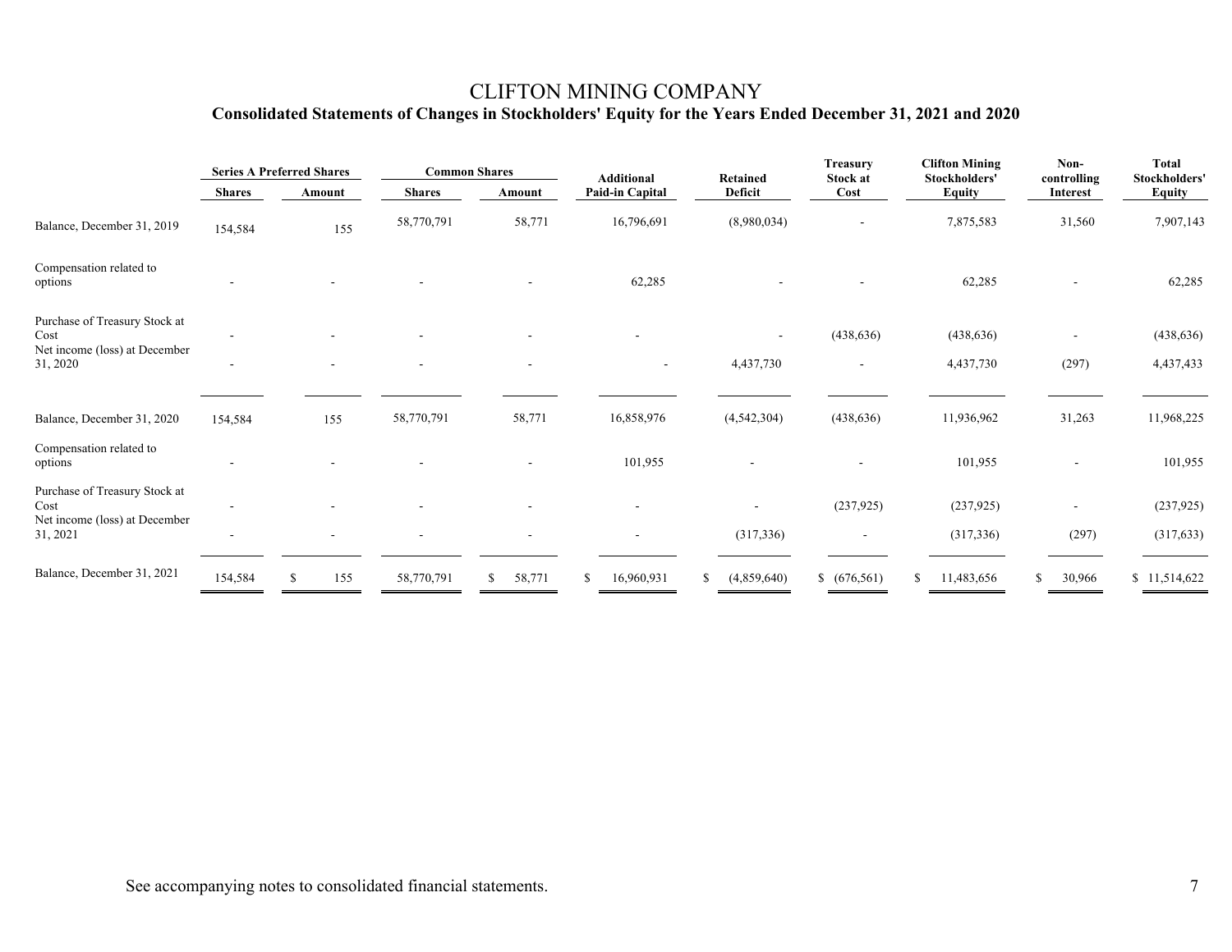# CLIFTON MINING COMPANY

## Consolidated Statements of Changes in Stockholders' Equity for the Years Ended December 31, 2021 and 2020

| | Series A Preferred Shares | | Common Shares | | Additional Paid-in Capital | Retained Deficit | Treasury Stock at Cost | Clifton Mining Stockholders' Equity | Non-controlling Interest | Total Stockholders' Equity |
|---|---|---|---|---|---|---|---|---|---|---|
| | Shares | Amount | Shares | Amount | | | | | | |
| Balance, December 31, 2019 | 154,584 | 155 | 58,770,791 | 58,771 | 16,796,691 | (8,980,034) | - | 7,875,583 | 31,560 | 7,907,143 |
| Compensation related to options | - | - | - | - | 62,285 | - | - | 62,285 | - | 62,285 |
| Purchase of Treasury Stock at Cost | - | - | - | - | - | - | (438,636) | (438,636) | - | (438,636) |
| Net income (loss) at December 31, 2020 | - | - | - | - | - | 4,437,730 | - | 4,437,730 | (297) | 4,437,433 |
| Balance, December 31, 2020 | 154,584 | 155 | 58,770,791 | 58,771 | 16,858,976 | (4,542,304) | (438,636) | 11,936,962 | 31,263 | 11,968,225 |
| Compensation related to options | - | - | - | - | 101,955 | - | - | 101,955 | - | 101,955 |
| Purchase of Treasury Stock at Cost | - | - | - | - | - | - | (237,925) | (237,925) | - | (237,925) |
| Net income (loss) at December 31, 2021 | - | - | - | - | - | (317,336) | - | (317,336) | (297) | (317,633) |
| Balance, December 31, 2021 | 154,584 | $ 155 | 58,770,791 | $ 58,771 | $ 16,960,931 | $ (4,859,640) | $ (676,561) | $ 11,483,656 | $ 30,966 | $ 11,514,622 |

See accompanying notes to consolidated financial statements.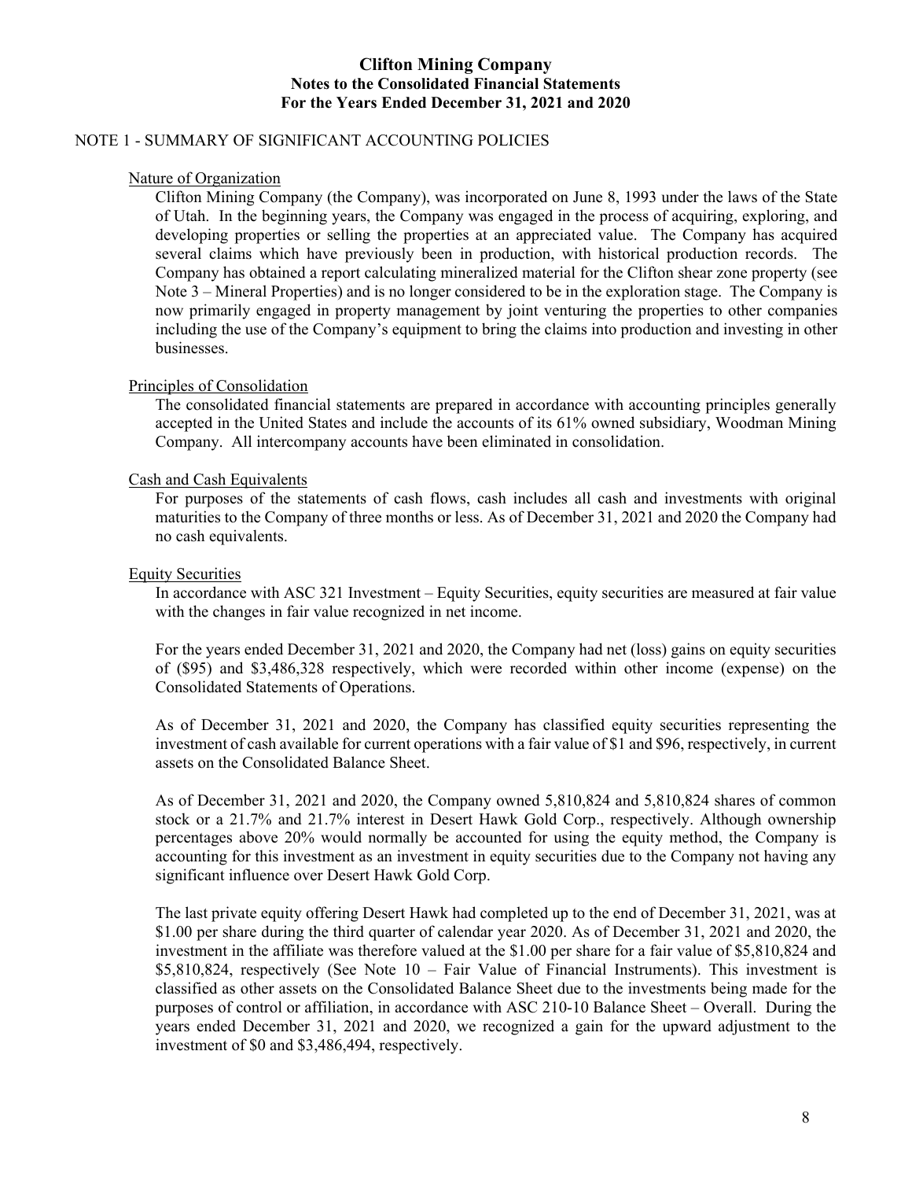# Clifton Mining Company
## Notes to the Consolidated Financial Statements
## For the Years Ended December 31, 2021 and 2020

NOTE 1 - SUMMARY OF SIGNIFICANT ACCOUNTING POLICIES

Nature of Organization

Clifton Mining Company (the Company), was incorporated on June 8, 1993 under the laws of the State of Utah. In the beginning years, the Company was engaged in the process of acquiring, exploring, and developing properties or selling the properties at an appreciated value. The Company has acquired several claims which have previously been in production, with historical production records. The Company has obtained a report calculating mineralized material for the Clifton shear zone property (see Note 3 – Mineral Properties) and is no longer considered to be in the exploration stage. The Company is now primarily engaged in property management by joint venturing the properties to other companies including the use of the Company's equipment to bring the claims into production and investing in other businesses.

Principles of Consolidation

The consolidated financial statements are prepared in accordance with accounting principles generally accepted in the United States and include the accounts of its 61% owned subsidiary, Woodman Mining Company. All intercompany accounts have been eliminated in consolidation.

Cash and Cash Equivalents

For purposes of the statements of cash flows, cash includes all cash and investments with original maturities to the Company of three months or less. As of December 31, 2021 and 2020 the Company had no cash equivalents.

Equity Securities

In accordance with ASC 321 Investment – Equity Securities, equity securities are measured at fair value with the changes in fair value recognized in net income.

For the years ended December 31, 2021 and 2020, the Company had net (loss) gains on equity securities of ($95) and $3,486,328 respectively, which were recorded within other income (expense) on the Consolidated Statements of Operations.

As of December 31, 2021 and 2020, the Company has classified equity securities representing the investment of cash available for current operations with a fair value of $1 and $96, respectively, in current assets on the Consolidated Balance Sheet.

As of December 31, 2021 and 2020, the Company owned 5,810,824 and 5,810,824 shares of common stock or a 21.7% and 21.7% interest in Desert Hawk Gold Corp., respectively. Although ownership percentages above 20% would normally be accounted for using the equity method, the Company is accounting for this investment as an investment in equity securities due to the Company not having any significant influence over Desert Hawk Gold Corp.

The last private equity offering Desert Hawk had completed up to the end of December 31, 2021, was at $1.00 per share during the third quarter of calendar year 2020. As of December 31, 2021 and 2020, the investment in the affiliate was therefore valued at the $1.00 per share for a fair value of $5,810,824 and $5,810,824, respectively (See Note 10 – Fair Value of Financial Instruments). This investment is classified as other assets on the Consolidated Balance Sheet due to the investments being made for the purposes of control or affiliation, in accordance with ASC 210-10 Balance Sheet – Overall. During the years ended December 31, 2021 and 2020, we recognized a gain for the upward adjustment to the investment of $0 and $3,486,494, respectively.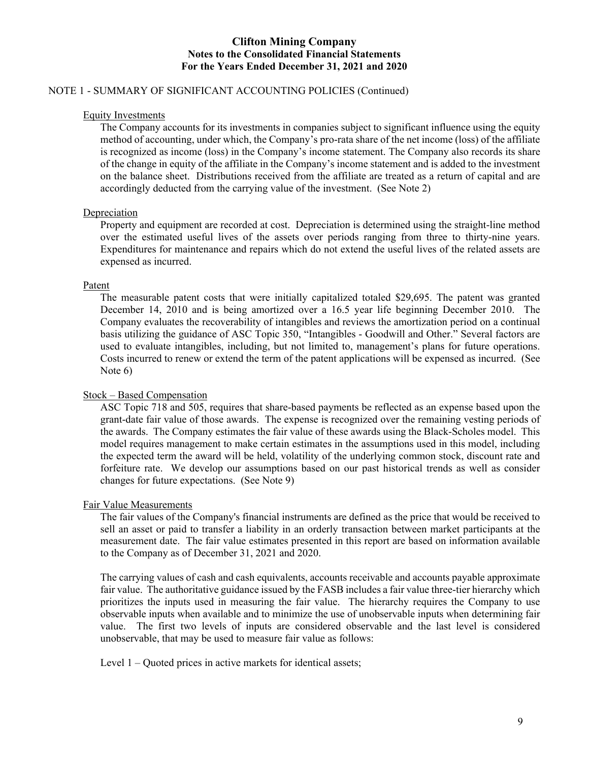# Clifton Mining Company
## Notes to the Consolidated Financial Statements
## For the Years Ended December 31, 2021 and 2020

NOTE 1 - SUMMARY OF SIGNIFICANT ACCOUNTING POLICIES (Continued)

Equity Investments

The Company accounts for its investments in companies subject to significant influence using the equity method of accounting, under which, the Company's pro-rata share of the net income (loss) of the affiliate is recognized as income (loss) in the Company's income statement. The Company also records its share of the change in equity of the affiliate in the Company's income statement and is added to the investment on the balance sheet. Distributions received from the affiliate are treated as a return of capital and are accordingly deducted from the carrying value of the investment. (See Note 2)

Depreciation

Property and equipment are recorded at cost. Depreciation is determined using the straight-line method over the estimated useful lives of the assets over periods ranging from three to thirty-nine years. Expenditures for maintenance and repairs which do not extend the useful lives of the related assets are expensed as incurred.

Patent

The measurable patent costs that were initially capitalized totaled $29,695. The patent was granted December 14, 2010 and is being amortized over a 16.5 year life beginning December 2010. The Company evaluates the recoverability of intangibles and reviews the amortization period on a continual basis utilizing the guidance of ASC Topic 350, "Intangibles - Goodwill and Other." Several factors are used to evaluate intangibles, including, but not limited to, management's plans for future operations. Costs incurred to renew or extend the term of the patent applications will be expensed as incurred. (See Note 6)

Stock – Based Compensation

ASC Topic 718 and 505, requires that share-based payments be reflected as an expense based upon the grant-date fair value of those awards. The expense is recognized over the remaining vesting periods of the awards. The Company estimates the fair value of these awards using the Black-Scholes model. This model requires management to make certain estimates in the assumptions used in this model, including the expected term the award will be held, volatility of the underlying common stock, discount rate and forfeiture rate. We develop our assumptions based on our past historical trends as well as consider changes for future expectations. (See Note 9)

Fair Value Measurements

The fair values of the Company's financial instruments are defined as the price that would be received to sell an asset or paid to transfer a liability in an orderly transaction between market participants at the measurement date. The fair value estimates presented in this report are based on information available to the Company as of December 31, 2021 and 2020.

The carrying values of cash and cash equivalents, accounts receivable and accounts payable approximate fair value. The authoritative guidance issued by the FASB includes a fair value three-tier hierarchy which prioritizes the inputs used in measuring the fair value. The hierarchy requires the Company to use observable inputs when available and to minimize the use of unobservable inputs when determining fair value. The first two levels of inputs are considered observable and the last level is considered unobservable, that may be used to measure fair value as follows:

Level 1 – Quoted prices in active markets for identical assets;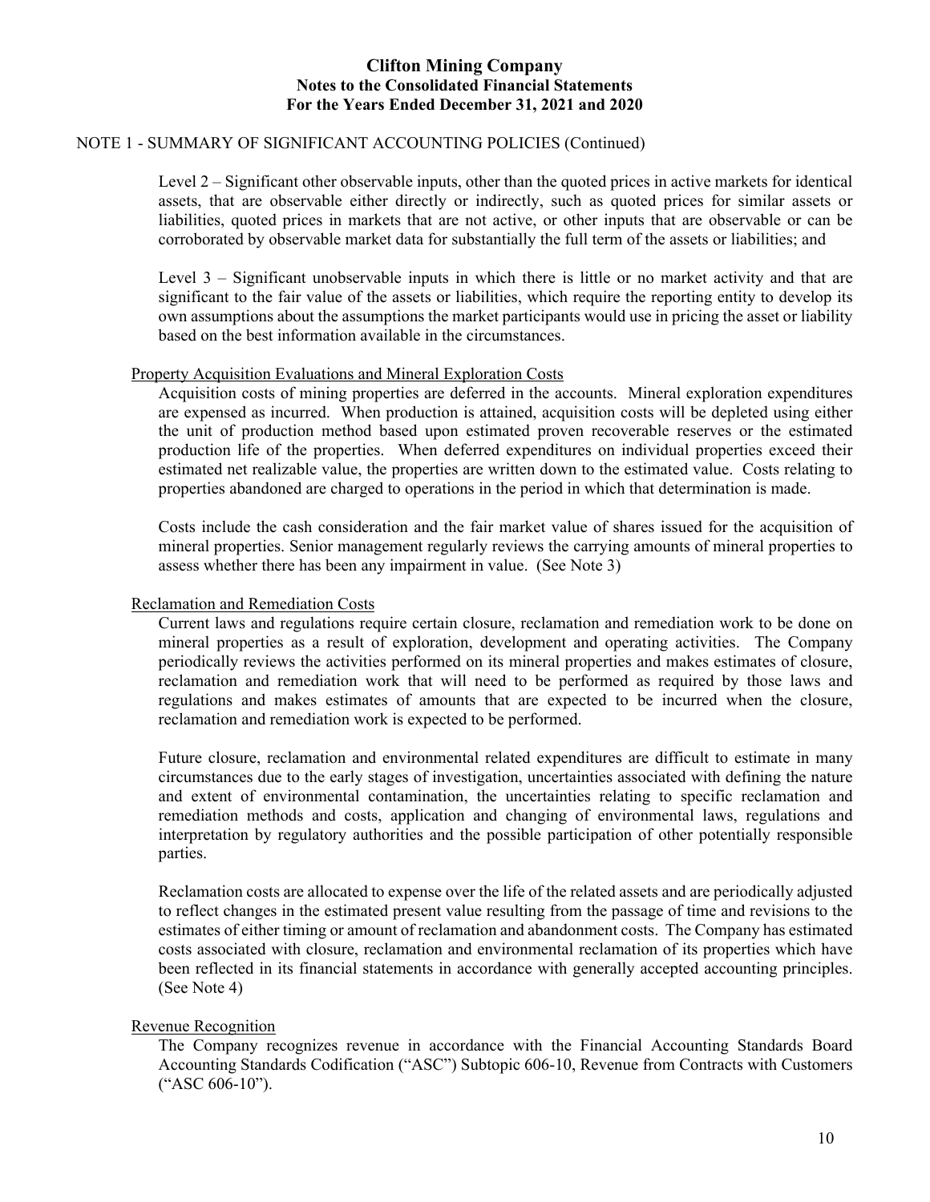## NOTE 1 - SUMMARY OF SIGNIFICANT ACCOUNTING POLICIES (Continued)

Level 2 – Significant other observable inputs, other than the quoted prices in active markets for identical assets, that are observable either directly or indirectly, such as quoted prices for similar assets or liabilities, quoted prices in markets that are not active, or other inputs that are observable or can be corroborated by observable market data for substantially the full term of the assets or liabilities; and

Level 3 – Significant unobservable inputs in which there is little or no market activity and that are significant to the fair value of the assets or liabilities, which require the reporting entity to develop its own assumptions about the assumptions the market participants would use in pricing the asset or liability based on the best information available in the circumstances.

### Property Acquisition Evaluations and Mineral Exploration Costs

Acquisition costs of mining properties are deferred in the accounts. Mineral exploration expenditures are expensed as incurred. When production is attained, acquisition costs will be depleted using either the unit of production method based upon estimated proven recoverable reserves or the estimated production life of the properties. When deferred expenditures on individual properties exceed their estimated net realizable value, the properties are written down to the estimated value. Costs relating to properties abandoned are charged to operations in the period in which that determination is made.

Costs include the cash consideration and the fair market value of shares issued for the acquisition of mineral properties. Senior management regularly reviews the carrying amounts of mineral properties to assess whether there has been any impairment in value. (See Note 3)

### Reclamation and Remediation Costs

Current laws and regulations require certain closure, reclamation and remediation work to be done on mineral properties as a result of exploration, development and operating activities. The Company periodically reviews the activities performed on its mineral properties and makes estimates of closure, reclamation and remediation work that will need to be performed as required by those laws and regulations and makes estimates of amounts that are expected to be incurred when the closure, reclamation and remediation work is expected to be performed.

Future closure, reclamation and environmental related expenditures are difficult to estimate in many circumstances due to the early stages of investigation, uncertainties associated with defining the nature and extent of environmental contamination, the uncertainties relating to specific reclamation and remediation methods and costs, application and changing of environmental laws, regulations and interpretation by regulatory authorities and the possible participation of other potentially responsible parties.

Reclamation costs are allocated to expense over the life of the related assets and are periodically adjusted to reflect changes in the estimated present value resulting from the passage of time and revisions to the estimates of either timing or amount of reclamation and abandonment costs. The Company has estimated costs associated with closure, reclamation and environmental reclamation of its properties which have been reflected in its financial statements in accordance with generally accepted accounting principles. (See Note 4)

### Revenue Recognition

The Company recognizes revenue in accordance with the Financial Accounting Standards Board Accounting Standards Codification ("ASC") Subtopic 606-10, Revenue from Contracts with Customers ("ASC 606-10").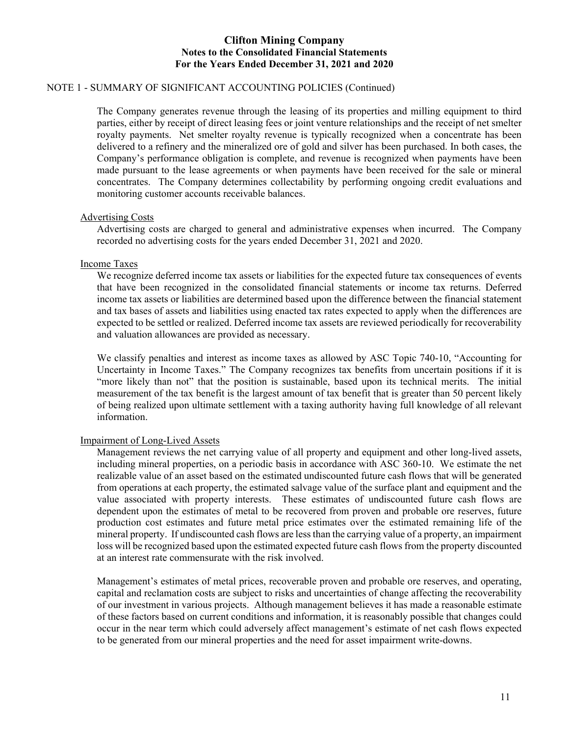NOTE 1 - SUMMARY OF SIGNIFICANT ACCOUNTING POLICIES (Continued)

The Company generates revenue through the leasing of its properties and milling equipment to third parties, either by receipt of direct leasing fees or joint venture relationships and the receipt of net smelter royalty payments. Net smelter royalty revenue is typically recognized when a concentrate has been delivered to a refinery and the mineralized ore of gold and silver has been purchased. In both cases, the Company's performance obligation is complete, and revenue is recognized when payments have been made pursuant to the lease agreements or when payments have been received for the sale or mineral concentrates. The Company determines collectability by performing ongoing credit evaluations and monitoring customer accounts receivable balances.

Advertising Costs

Advertising costs are charged to general and administrative expenses when incurred. The Company recorded no advertising costs for the years ended December 31, 2021 and 2020.

Income Taxes

We recognize deferred income tax assets or liabilities for the expected future tax consequences of events that have been recognized in the consolidated financial statements or income tax returns. Deferred income tax assets or liabilities are determined based upon the difference between the financial statement and tax bases of assets and liabilities using enacted tax rates expected to apply when the differences are expected to be settled or realized. Deferred income tax assets are reviewed periodically for recoverability and valuation allowances are provided as necessary.

We classify penalties and interest as income taxes as allowed by ASC Topic 740-10, "Accounting for Uncertainty in Income Taxes." The Company recognizes tax benefits from uncertain positions if it is "more likely than not" that the position is sustainable, based upon its technical merits. The initial measurement of the tax benefit is the largest amount of tax benefit that is greater than 50 percent likely of being realized upon ultimate settlement with a taxing authority having full knowledge of all relevant information.

Impairment of Long-Lived Assets

Management reviews the net carrying value of all property and equipment and other long-lived assets, including mineral properties, on a periodic basis in accordance with ASC 360-10. We estimate the net realizable value of an asset based on the estimated undiscounted future cash flows that will be generated from operations at each property, the estimated salvage value of the surface plant and equipment and the value associated with property interests. These estimates of undiscounted future cash flows are dependent upon the estimates of metal to be recovered from proven and probable ore reserves, future production cost estimates and future metal price estimates over the estimated remaining life of the mineral property. If undiscounted cash flows are less than the carrying value of a property, an impairment loss will be recognized based upon the estimated expected future cash flows from the property discounted at an interest rate commensurate with the risk involved.

Management's estimates of metal prices, recoverable proven and probable ore reserves, and operating, capital and reclamation costs are subject to risks and uncertainties of change affecting the recoverability of our investment in various projects. Although management believes it has made a reasonable estimate of these factors based on current conditions and information, it is reasonably possible that changes could occur in the near term which could adversely affect management's estimate of net cash flows expected to be generated from our mineral properties and the need for asset impairment write-downs.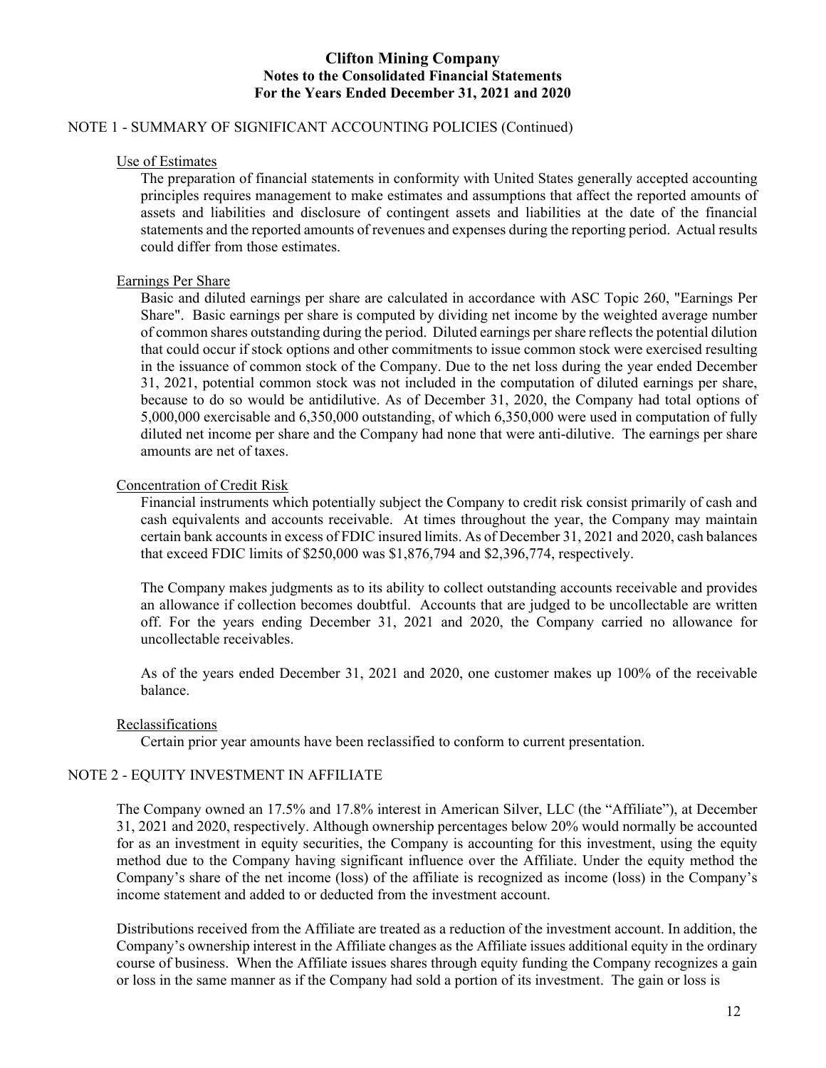## Clifton Mining Company
### Notes to the Consolidated Financial Statements
### For the Years Ended December 31, 2021 and 2020

NOTE 1 - SUMMARY OF SIGNIFICANT ACCOUNTING POLICIES (Continued)

Use of Estimates

The preparation of financial statements in conformity with United States generally accepted accounting principles requires management to make estimates and assumptions that affect the reported amounts of assets and liabilities and disclosure of contingent assets and liabilities at the date of the financial statements and the reported amounts of revenues and expenses during the reporting period. Actual results could differ from those estimates.

Earnings Per Share

Basic and diluted earnings per share are calculated in accordance with ASC Topic 260, "Earnings Per Share". Basic earnings per share is computed by dividing net income by the weighted average number of common shares outstanding during the period. Diluted earnings per share reflects the potential dilution that could occur if stock options and other commitments to issue common stock were exercised resulting in the issuance of common stock of the Company. Due to the net loss during the year ended December 31, 2021, potential common stock was not included in the computation of diluted earnings per share, because to do so would be antidilutive. As of December 31, 2020, the Company had total options of 5,000,000 exercisable and 6,350,000 outstanding, of which 6,350,000 were used in computation of fully diluted net income per share and the Company had none that were anti-dilutive. The earnings per share amounts are net of taxes.

Concentration of Credit Risk

Financial instruments which potentially subject the Company to credit risk consist primarily of cash and cash equivalents and accounts receivable. At times throughout the year, the Company may maintain certain bank accounts in excess of FDIC insured limits. As of December 31, 2021 and 2020, cash balances that exceed FDIC limits of $250,000 was $1,876,794 and $2,396,774, respectively.

The Company makes judgments as to its ability to collect outstanding accounts receivable and provides an allowance if collection becomes doubtful. Accounts that are judged to be uncollectable are written off. For the years ending December 31, 2021 and 2020, the Company carried no allowance for uncollectable receivables.

As of the years ended December 31, 2021 and 2020, one customer makes up 100% of the receivable balance.

Reclassifications

Certain prior year amounts have been reclassified to conform to current presentation.

NOTE 2 - EQUITY INVESTMENT IN AFFILIATE

The Company owned an 17.5% and 17.8% interest in American Silver, LLC (the "Affiliate"), at December 31, 2021 and 2020, respectively. Although ownership percentages below 20% would normally be accounted for as an investment in equity securities, the Company is accounting for this investment, using the equity method due to the Company having significant influence over the Affiliate. Under the equity method the Company's share of the net income (loss) of the affiliate is recognized as income (loss) in the Company's income statement and added to or deducted from the investment account.

Distributions received from the Affiliate are treated as a reduction of the investment account. In addition, the Company's ownership interest in the Affiliate changes as the Affiliate issues additional equity in the ordinary course of business. When the Affiliate issues shares through equity funding the Company recognizes a gain or loss in the same manner as if the Company had sold a portion of its investment. The gain or loss is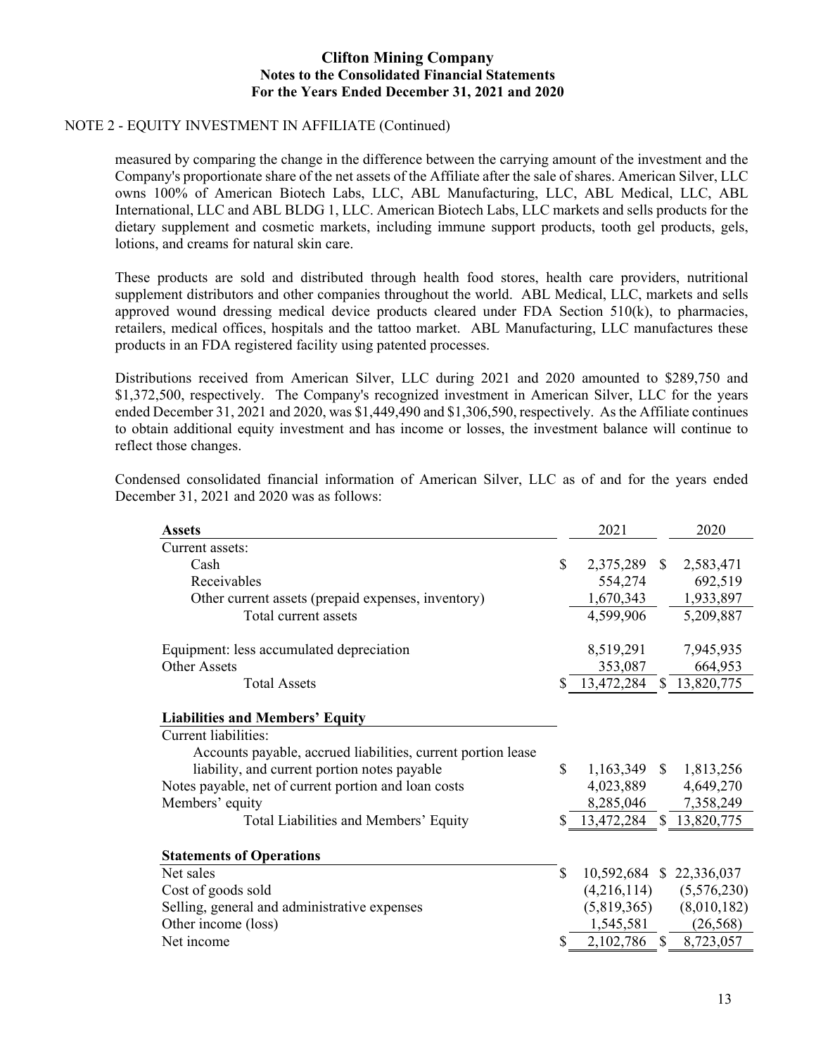## NOTE 2 - EQUITY INVESTMENT IN AFFILIATE (Continued)

measured by comparing the change in the difference between the carrying amount of the investment and the Company's proportionate share of the net assets of the Affiliate after the sale of shares. American Silver, LLC owns 100% of American Biotech Labs, LLC, ABL Manufacturing, LLC, ABL Medical, LLC, ABL International, LLC and ABL BLDG 1, LLC. American Biotech Labs, LLC markets and sells products for the dietary supplement and cosmetic markets, including immune support products, tooth gel products, gels, lotions, and creams for natural skin care.

These products are sold and distributed through health food stores, health care providers, nutritional supplement distributors and other companies throughout the world. ABL Medical, LLC, markets and sells approved wound dressing medical device products cleared under FDA Section 510(k), to pharmacies, retailers, medical offices, hospitals and the tattoo market. ABL Manufacturing, LLC manufactures these products in an FDA registered facility using patented processes.

Distributions received from American Silver, LLC during 2021 and 2020 amounted to $289,750 and $1,372,500, respectively. The Company's recognized investment in American Silver, LLC for the years ended December 31, 2021 and 2020, was $1,449,490 and $1,306,590, respectively. As the Affiliate continues to obtain additional equity investment and has income or losses, the investment balance will continue to reflect those changes.

Condensed consolidated financial information of American Silver, LLC as of and for the years ended December 31, 2021 and 2020 was as follows:

| **Assets** | 2021 | 2020 |
|---|---|---|
| Current assets: | | |
| Cash | $ 2,375,289 | $ 2,583,471 |
| Receivables | 554,274 | 692,519 |
| Other current assets (prepaid expenses, inventory) | 1,670,343 | 1,933,897 |
| Total current assets | 4,599,906 | 5,209,887 |
| Equipment: less accumulated depreciation | 8,519,291 | 7,945,935 |
| Other Assets | 353,087 | 664,953 |
| Total Assets | $ 13,472,284 | $ 13,820,775 |
| **Liabilities and Members' Equity** | | |
| Current liabilities: | | |
| Accounts payable, accrued liabilities, current portion lease liability, and current portion notes payable | $ 1,163,349 | $ 1,813,256 |
| Notes payable, net of current portion and loan costs | 4,023,889 | 4,649,270 |
| Members' equity | 8,285,046 | 7,358,249 |
| Total Liabilities and Members' Equity | $ 13,472,284 | $ 13,820,775 |
| **Statements of Operations** | | |
| Net sales | $ 10,592,684 | $ 22,336,037 |
| Cost of goods sold | (4,216,114) | (5,576,230) |
| Selling, general and administrative expenses | (5,819,365) | (8,010,182) |
| Other income (loss) | 1,545,581 | (26,568) |
| Net income | $ 2,102,786 | $ 8,723,057 |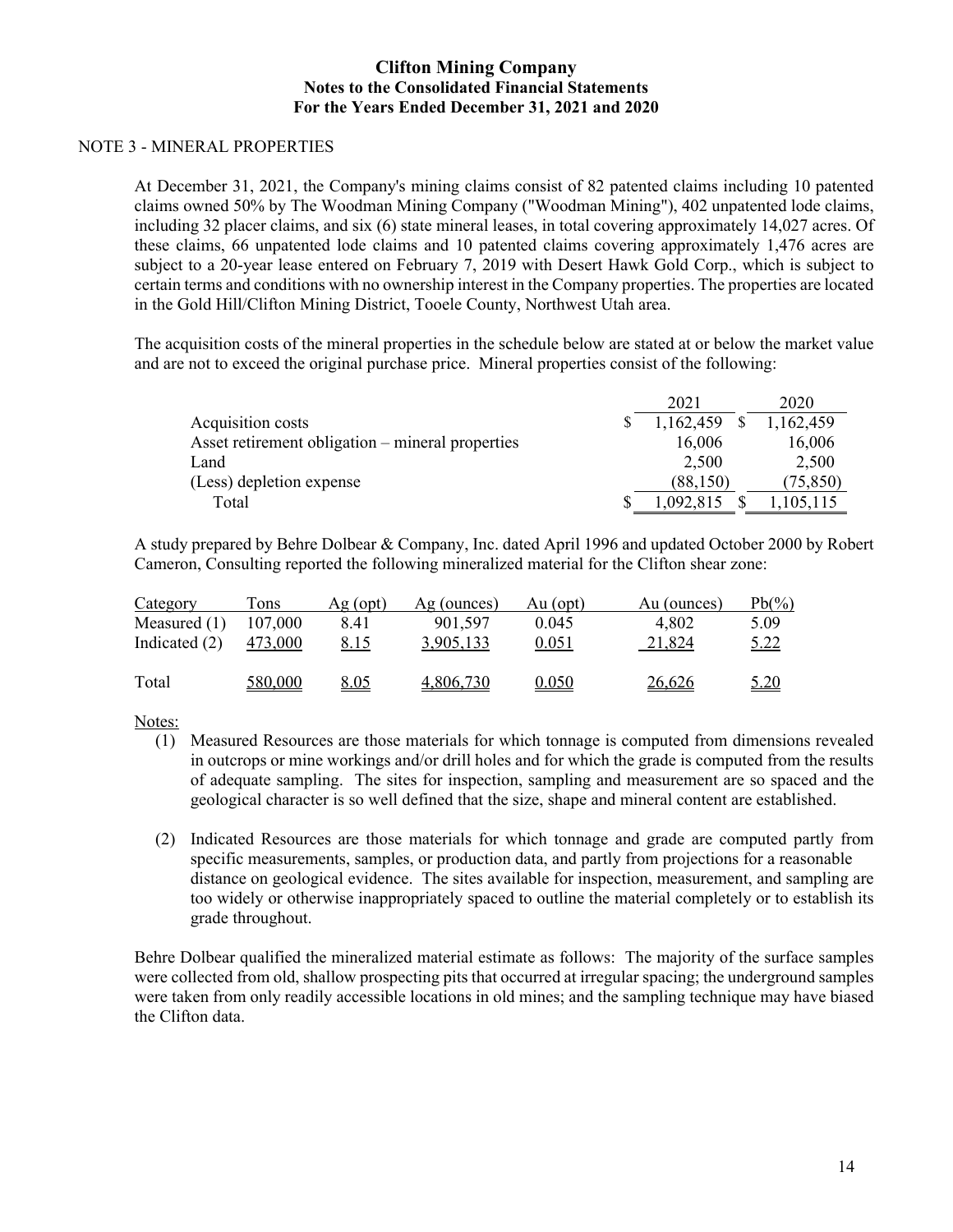# Clifton Mining Company
## Notes to the Consolidated Financial Statements
## For the Years Ended December 31, 2021 and 2020

NOTE 3 - MINERAL PROPERTIES

At December 31, 2021, the Company's mining claims consist of 82 patented claims including 10 patented claims owned 50% by The Woodman Mining Company ("Woodman Mining"), 402 unpatented lode claims, including 32 placer claims, and six (6) state mineral leases, in total covering approximately 14,027 acres. Of these claims, 66 unpatented lode claims and 10 patented claims covering approximately 1,476 acres are subject to a 20-year lease entered on February 7, 2019 with Desert Hawk Gold Corp., which is subject to certain terms and conditions with no ownership interest in the Company properties. The properties are located in the Gold Hill/Clifton Mining District, Tooele County, Northwest Utah area.

The acquisition costs of the mineral properties in the schedule below are stated at or below the market value and are not to exceed the original purchase price. Mineral properties consist of the following:

| | 2021 | 2020 |
|---|---|---|
| Acquisition costs | $ 1,162,459 | $ 1,162,459 |
| Asset retirement obligation – mineral properties | 16,006 | 16,006 |
| Land | 2,500 | 2,500 |
| (Less) depletion expense | (88,150) | (75,850) |
| Total | $ 1,092,815 | $ 1,105,115 |

A study prepared by Behre Dolbear & Company, Inc. dated April 1996 and updated October 2000 by Robert Cameron, Consulting reported the following mineralized material for the Clifton shear zone:

| Category | Tons | Ag (opt) | Ag (ounces) | Au (opt) | Au (ounces) | Pb(%) |
|---|---|---|---|---|---|---|
| Measured (1) | 107,000 | 8.41 | 901,597 | 0.045 | 4,802 | 5.09 |
| Indicated (2) | 473,000 | 8.15 | 3,905,133 | 0.051 | 21,824 | 5.22 |
| Total | 580,000 | 8.05 | 4,806,730 | 0.050 | 26,626 | 5.20 |

Notes:

(1) Measured Resources are those materials for which tonnage is computed from dimensions revealed in outcrops or mine workings and/or drill holes and for which the grade is computed from the results of adequate sampling. The sites for inspection, sampling and measurement are so spaced and the geological character is so well defined that the size, shape and mineral content are established.

(2) Indicated Resources are those materials for which tonnage and grade are computed partly from specific measurements, samples, or production data, and partly from projections for a reasonable distance on geological evidence. The sites available for inspection, measurement, and sampling are too widely or otherwise inappropriately spaced to outline the material completely or to establish its grade throughout.

Behre Dolbear qualified the mineralized material estimate as follows: The majority of the surface samples were collected from old, shallow prospecting pits that occurred at irregular spacing; the underground samples were taken from only readily accessible locations in old mines; and the sampling technique may have biased the Clifton data.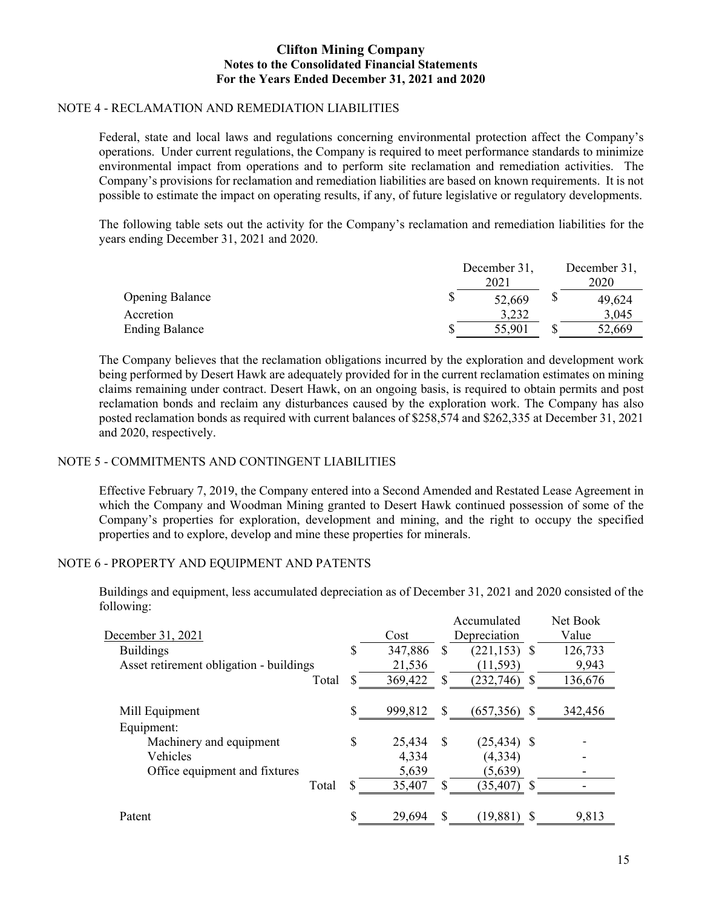# Clifton Mining Company
## Notes to the Consolidated Financial Statements
## For the Years Ended December 31, 2021 and 2020

### NOTE 4 - RECLAMATION AND REMEDIATION LIABILITIES

Federal, state and local laws and regulations concerning environmental protection affect the Company's operations. Under current regulations, the Company is required to meet performance standards to minimize environmental impact from operations and to perform site reclamation and remediation activities. The Company's provisions for reclamation and remediation liabilities are based on known requirements. It is not possible to estimate the impact on operating results, if any, of future legislative or regulatory developments.

The following table sets out the activity for the Company's reclamation and remediation liabilities for the years ending December 31, 2021 and 2020.

| | December 31, 2021 | December 31, 2020 |
|---|---|---|
| Opening Balance | $ 52,669 | $ 49,624 |
| Accretion | 3,232 | 3,045 |
| Ending Balance | $ 55,901 | $ 52,669 |

The Company believes that the reclamation obligations incurred by the exploration and development work being performed by Desert Hawk are adequately provided for in the current reclamation estimates on mining claims remaining under contract. Desert Hawk, on an ongoing basis, is required to obtain permits and post reclamation bonds and reclaim any disturbances caused by the exploration work. The Company has also posted reclamation bonds as required with current balances of $258,574 and $262,335 at December 31, 2021 and 2020, respectively.

### NOTE 5 - COMMITMENTS AND CONTINGENT LIABILITIES

Effective February 7, 2019, the Company entered into a Second Amended and Restated Lease Agreement in which the Company and Woodman Mining granted to Desert Hawk continued possession of some of the Company's properties for exploration, development and mining, and the right to occupy the specified properties and to explore, develop and mine these properties for minerals.

### NOTE 6 - PROPERTY AND EQUIPMENT AND PATENTS

Buildings and equipment, less accumulated depreciation as of December 31, 2021 and 2020 consisted of the following:

| December 31, 2021 | Cost | Accumulated Depreciation | Net Book Value |
|---|---|---|---|
| Buildings | $ 347,886 | $ (221,153) | $ 126,733 |
| Asset retirement obligation - buildings | 21,536 | (11,593) | 9,943 |
| Total | $ 369,422 | $ (232,746) | $ 136,676 |
| | | | |
| Mill Equipment | $ 999,812 | $ (657,356) | $ 342,456 |
| Equipment: | | | |
| Machinery and equipment | $ 25,434 | $ (25,434) | $ - |
| Vehicles | 4,334 | (4,334) | - |
| Office equipment and fixtures | 5,639 | (5,639) | - |
| Total | $ 35,407 | $ (35,407) | $ - |
| | | | |
| Patent | $ 29,694 | $ (19,881) | $ 9,813 |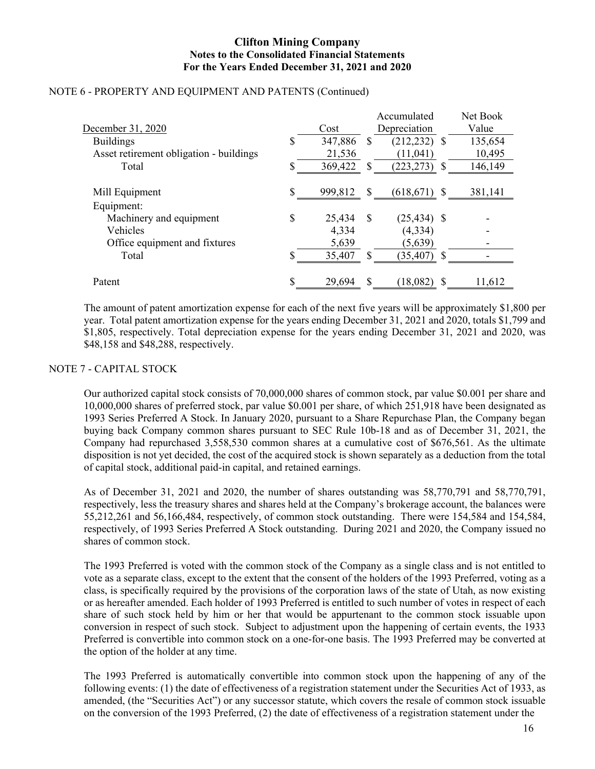NOTE 6 - PROPERTY AND EQUIPMENT AND PATENTS (Continued)

| December 31, 2020 | Cost | Accumulated Depreciation | Net Book Value |
|---|---|---|---|
| Buildings | $ 347,886 | $ (212,232) | $ 135,654 |
| Asset retirement obligation - buildings | 21,536 | (11,041) | 10,495 |
| Total | $ 369,422 | $ (223,273) | $ 146,149 |
| | | | |
| Mill Equipment | $ 999,812 | $ (618,671) | $ 381,141 |
| Equipment: | | | |
| Machinery and equipment | $ 25,434 | $ (25,434) | $ - |
| Vehicles | 4,334 | (4,334) | - |
| Office equipment and fixtures | 5,639 | (5,639) | - |
| Total | $ 35,407 | $ (35,407) | $ - |
| | | | |
| Patent | $ 29,694 | $ (18,082) | $ 11,612 |

The amount of patent amortization expense for each of the next five years will be approximately $1,800 per year. Total patent amortization expense for the years ending December 31, 2021 and 2020, totals $1,799 and $1,805, respectively. Total depreciation expense for the years ending December 31, 2021 and 2020, was $48,158 and $48,288, respectively.

NOTE 7 - CAPITAL STOCK

Our authorized capital stock consists of 70,000,000 shares of common stock, par value $0.001 per share and 10,000,000 shares of preferred stock, par value $0.001 per share, of which 251,918 have been designated as 1993 Series Preferred A Stock. In January 2020, pursuant to a Share Repurchase Plan, the Company began buying back Company common shares pursuant to SEC Rule 10b-18 and as of December 31, 2021, the Company had repurchased 3,558,530 common shares at a cumulative cost of $676,561. As the ultimate disposition is not yet decided, the cost of the acquired stock is shown separately as a deduction from the total of capital stock, additional paid-in capital, and retained earnings.

As of December 31, 2021 and 2020, the number of shares outstanding was 58,770,791 and 58,770,791, respectively, less the treasury shares and shares held at the Company's brokerage account, the balances were 55,212,261 and 56,166,484, respectively, of common stock outstanding. There were 154,584 and 154,584, respectively, of 1993 Series Preferred A Stock outstanding. During 2021 and 2020, the Company issued no shares of common stock.

The 1993 Preferred is voted with the common stock of the Company as a single class and is not entitled to vote as a separate class, except to the extent that the consent of the holders of the 1993 Preferred, voting as a class, is specifically required by the provisions of the corporation laws of the state of Utah, as now existing or as hereafter amended. Each holder of 1993 Preferred is entitled to such number of votes in respect of each share of such stock held by him or her that would be appurtenant to the common stock issuable upon conversion in respect of such stock. Subject to adjustment upon the happening of certain events, the 1933 Preferred is convertible into common stock on a one-for-one basis. The 1993 Preferred may be converted at the option of the holder at any time.

The 1993 Preferred is automatically convertible into common stock upon the happening of any of the following events: (1) the date of effectiveness of a registration statement under the Securities Act of 1933, as amended, (the "Securities Act") or any successor statute, which covers the resale of common stock issuable on the conversion of the 1993 Preferred, (2) the date of effectiveness of a registration statement under the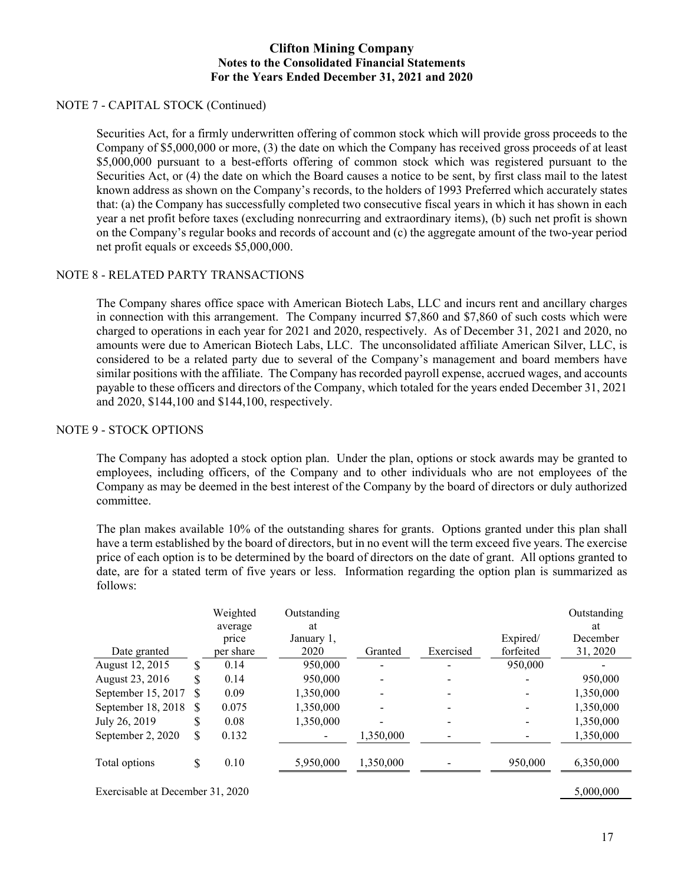## NOTE 7 - CAPITAL STOCK (Continued)

Securities Act, for a firmly underwritten offering of common stock which will provide gross proceeds to the Company of $5,000,000 or more, (3) the date on which the Company has received gross proceeds of at least $5,000,000 pursuant to a best-efforts offering of common stock which was registered pursuant to the Securities Act, or (4) the date on which the Board causes a notice to be sent, by first class mail to the latest known address as shown on the Company's records, to the holders of 1993 Preferred which accurately states that: (a) the Company has successfully completed two consecutive fiscal years in which it has shown in each year a net profit before taxes (excluding nonrecurring and extraordinary items), (b) such net profit is shown on the Company's regular books and records of account and (c) the aggregate amount of the two-year period net profit equals or exceeds $5,000,000.

## NOTE 8 - RELATED PARTY TRANSACTIONS

The Company shares office space with American Biotech Labs, LLC and incurs rent and ancillary charges in connection with this arrangement. The Company incurred $7,860 and $7,860 of such costs which were charged to operations in each year for 2021 and 2020, respectively. As of December 31, 2021 and 2020, no amounts were due to American Biotech Labs, LLC. The unconsolidated affiliate American Silver, LLC, is considered to be a related party due to several of the Company's management and board members have similar positions with the affiliate. The Company has recorded payroll expense, accrued wages, and accounts payable to these officers and directors of the Company, which totaled for the years ended December 31, 2021 and 2020, $144,100 and $144,100, respectively.

## NOTE 9 - STOCK OPTIONS

The Company has adopted a stock option plan. Under the plan, options or stock awards may be granted to employees, including officers, of the Company and to other individuals who are not employees of the Company as may be deemed in the best interest of the Company by the board of directors or duly authorized committee.

The plan makes available 10% of the outstanding shares for grants. Options granted under this plan shall have a term established by the board of directors, but in no event will the term exceed five years. The exercise price of each option is to be determined by the board of directors on the date of grant. All options granted to date, are for a stated term of five years or less. Information regarding the option plan is summarized as follows:

| Date granted | Weighted average price per share | Outstanding at January 1, 2020 | Granted | Exercised | Expired/ forfeited | Outstanding at December 31, 2020 |
|---|---|---|---|---|---|---|
| August 12, 2015 | $ 0.14 | 950,000 | - | - | 950,000 | - |
| August 23, 2016 | $ 0.14 | 950,000 | - | - | - | 950,000 |
| September 15, 2017 | $ 0.09 | 1,350,000 | - | - | - | 1,350,000 |
| September 18, 2018 | $ 0.075 | 1,350,000 | - | - | - | 1,350,000 |
| July 26, 2019 | $ 0.08 | 1,350,000 | - | - | - | 1,350,000 |
| September 2, 2020 | $ 0.132 | - | 1,350,000 | - | - | 1,350,000 |
| Total options | $ 0.10 | 5,950,000 | 1,350,000 | - | 950,000 | 6,350,000 |
| Exercisable at December 31, 2020 | | | | | | 5,000,000 |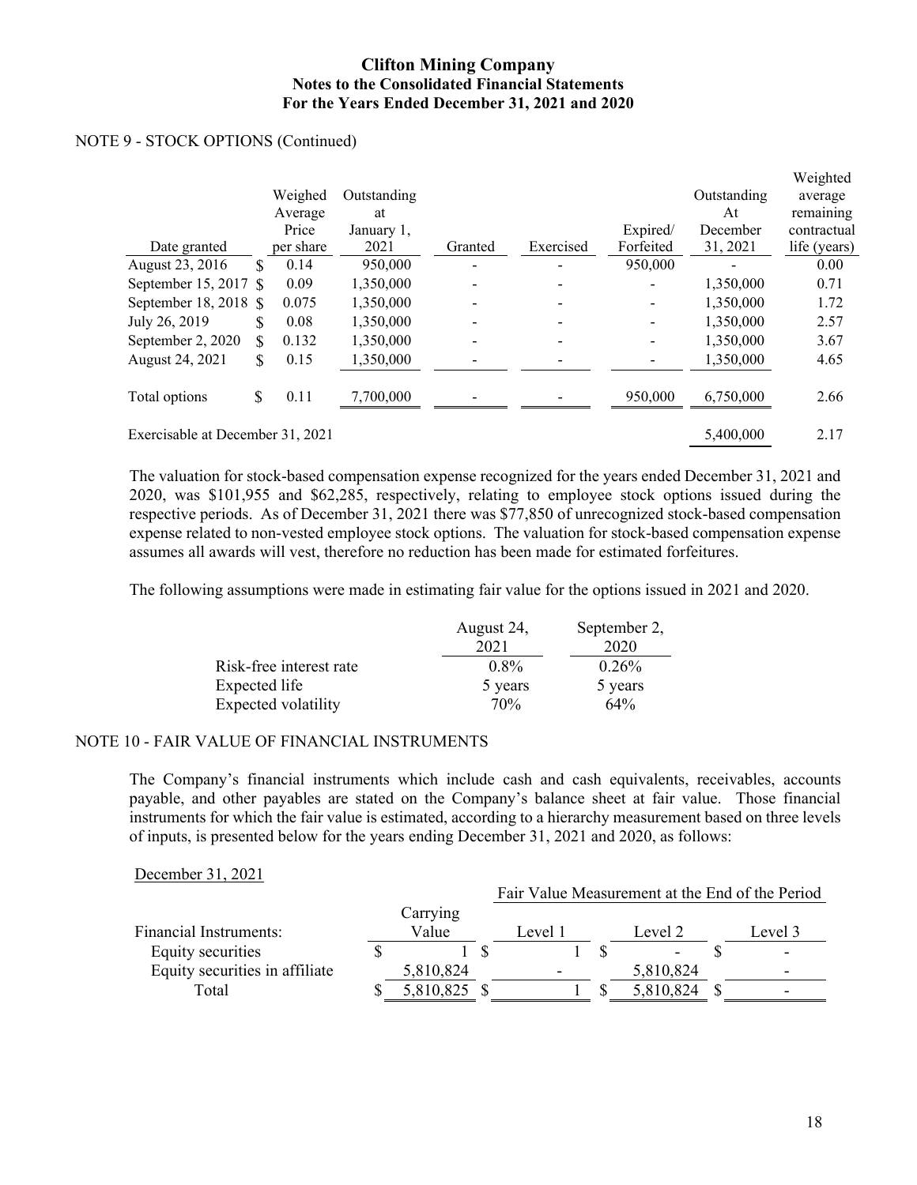## Clifton Mining Company
### Notes to the Consolidated Financial Statements
### For the Years Ended December 31, 2021 and 2020

NOTE 9 - STOCK OPTIONS (Continued)

| Date granted | Weighed Average Price per share | Outstanding at January 1, 2021 | Granted | Exercised | Expired/ Forfeited | Outstanding At December 31, 2021 | Weighted average remaining contractual life (years) |
|---|---|---|---|---|---|---|---|
| August 23, 2016 | $ 0.14 | 950,000 | - | - | 950,000 | - | 0.00 |
| September 15, 2017 | $ 0.09 | 1,350,000 | - | - | - | 1,350,000 | 0.71 |
| September 18, 2018 | $ 0.075 | 1,350,000 | - | - | - | 1,350,000 | 1.72 |
| July 26, 2019 | $ 0.08 | 1,350,000 | - | - | - | 1,350,000 | 2.57 |
| September 2, 2020 | $ 0.132 | 1,350,000 | - | - | - | 1,350,000 | 3.67 |
| August 24, 2021 | $ 0.15 | 1,350,000 | - | - | - | 1,350,000 | 4.65 |
| Total options | $ 0.11 | 7,700,000 | - | - | 950,000 | 6,750,000 | 2.66 |
| Exercisable at December 31, 2021 | | | | | | 5,400,000 | 2.17 |

The valuation for stock-based compensation expense recognized for the years ended December 31, 2021 and 2020, was $101,955 and $62,285, respectively, relating to employee stock options issued during the respective periods. As of December 31, 2021 there was $77,850 of unrecognized stock-based compensation expense related to non-vested employee stock options. The valuation for stock-based compensation expense assumes all awards will vest, therefore no reduction has been made for estimated forfeitures.

The following assumptions were made in estimating fair value for the options issued in 2021 and 2020.

| | August 24, 2021 | September 2, 2020 |
|---|---|---|
| Risk-free interest rate | 0.8% | 0.26% |
| Expected life | 5 years | 5 years |
| Expected volatility | 70% | 64% |

NOTE 10 - FAIR VALUE OF FINANCIAL INSTRUMENTS

The Company's financial instruments which include cash and cash equivalents, receivables, accounts payable, and other payables are stated on the Company's balance sheet at fair value. Those financial instruments for which the fair value is estimated, according to a hierarchy measurement based on three levels of inputs, is presented below for the years ending December 31, 2021 and 2020, as follows:

December 31, 2021

| | | Fair Value Measurement at the End of the Period | | |
|---|---|---|---|---|
| Financial Instruments: | Carrying Value | Level 1 | Level 2 | Level 3 |
| Equity securities | $ 1 | $ 1 | $ - | $ - |
| Equity securities in affiliate | 5,810,824 | - | 5,810,824 | - |
| Total | $ 5,810,825 | $ 1 | $ 5,810,824 | $ - |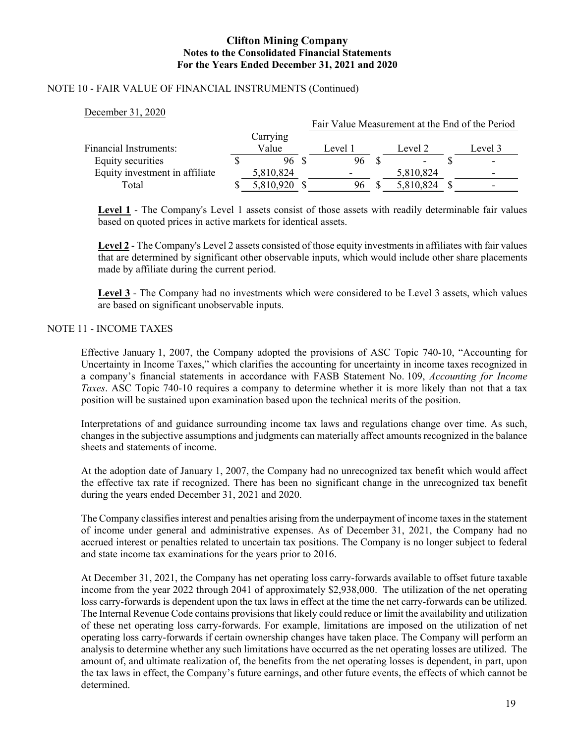# Clifton Mining Company
## Notes to the Consolidated Financial Statements
## For the Years Ended December 31, 2021 and 2020

NOTE 10 - FAIR VALUE OF FINANCIAL INSTRUMENTS (Continued)

December 31, 2020

| | | Fair Value Measurement at the End of the Period | | |
|---|---|---|---|---|
| Financial Instruments: | Carrying Value | Level 1 | Level 2 | Level 3 |
| Equity securities | $ 96 | $ 96 | $ - | $ - |
| Equity investment in affiliate | 5,810,824 | - | 5,810,824 | - |
| Total | $ 5,810,920 | $ 96 | $ 5,810,824 | $ - |

**Level 1** - The Company's Level 1 assets consist of those assets with readily determinable fair values based on quoted prices in active markets for identical assets.

**Level 2** - The Company's Level 2 assets consisted of those equity investments in affiliates with fair values that are determined by significant other observable inputs, which would include other share placements made by affiliate during the current period.

**Level 3** - The Company had no investments which were considered to be Level 3 assets, which values are based on significant unobservable inputs.

NOTE 11 - INCOME TAXES

Effective January 1, 2007, the Company adopted the provisions of ASC Topic 740-10, "Accounting for Uncertainty in Income Taxes," which clarifies the accounting for uncertainty in income taxes recognized in a company's financial statements in accordance with FASB Statement No. 109, *Accounting for Income Taxes*. ASC Topic 740-10 requires a company to determine whether it is more likely than not that a tax position will be sustained upon examination based upon the technical merits of the position.

Interpretations of and guidance surrounding income tax laws and regulations change over time. As such, changes in the subjective assumptions and judgments can materially affect amounts recognized in the balance sheets and statements of income.

At the adoption date of January 1, 2007, the Company had no unrecognized tax benefit which would affect the effective tax rate if recognized. There has been no significant change in the unrecognized tax benefit during the years ended December 31, 2021 and 2020.

The Company classifies interest and penalties arising from the underpayment of income taxes in the statement of income under general and administrative expenses. As of December 31, 2021, the Company had no accrued interest or penalties related to uncertain tax positions. The Company is no longer subject to federal and state income tax examinations for the years prior to 2016.

At December 31, 2021, the Company has net operating loss carry-forwards available to offset future taxable income from the year 2022 through 2041 of approximately $2,938,000. The utilization of the net operating loss carry-forwards is dependent upon the tax laws in effect at the time the net carry-forwards can be utilized. The Internal Revenue Code contains provisions that likely could reduce or limit the availability and utilization of these net operating loss carry-forwards. For example, limitations are imposed on the utilization of net operating loss carry-forwards if certain ownership changes have taken place. The Company will perform an analysis to determine whether any such limitations have occurred as the net operating losses are utilized. The amount of, and ultimate realization of, the benefits from the net operating losses is dependent, in part, upon the tax laws in effect, the Company's future earnings, and other future events, the effects of which cannot be determined.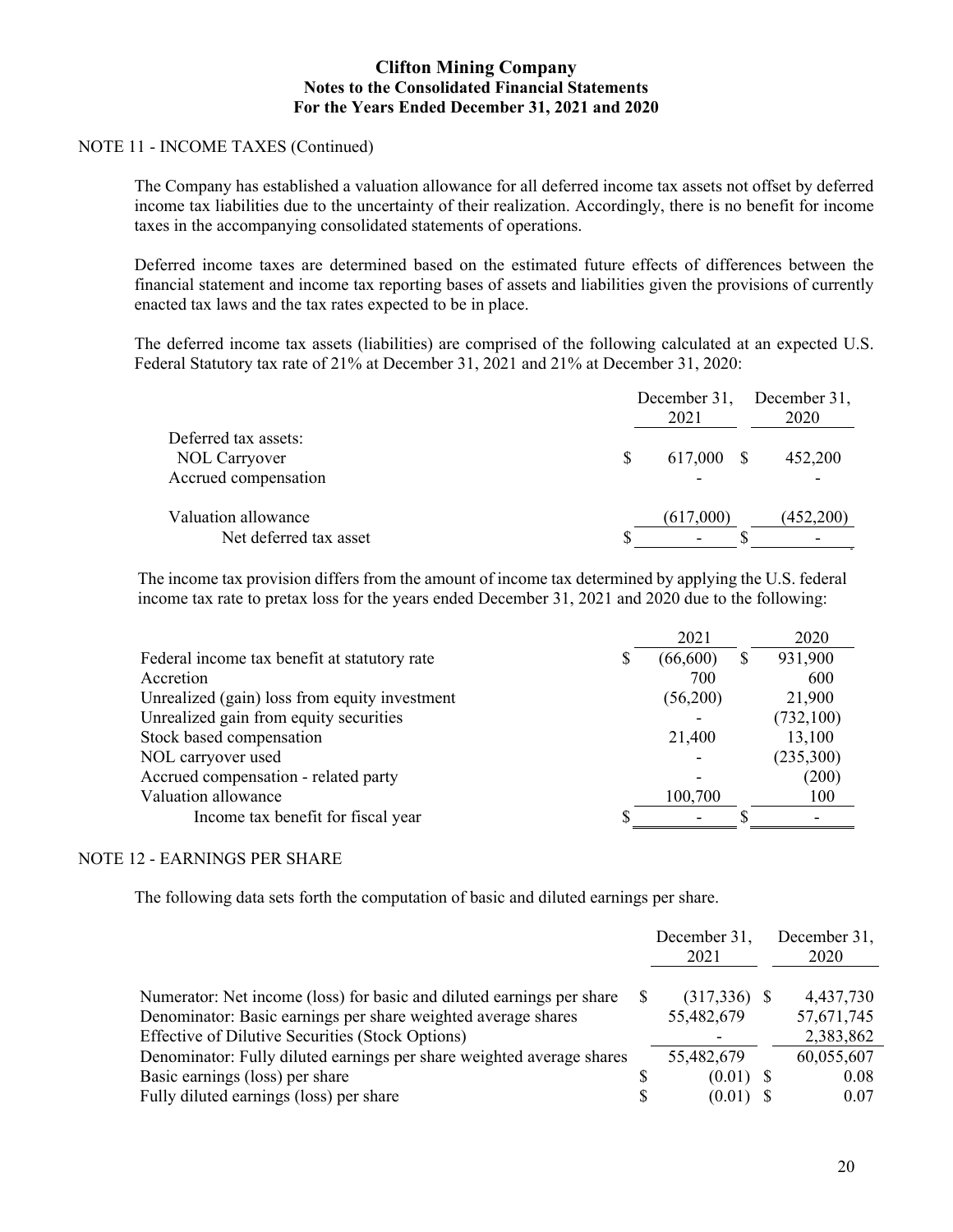# Clifton Mining Company
## Notes to the Consolidated Financial Statements
## For the Years Ended December 31, 2021 and 2020

NOTE 11 - INCOME TAXES (Continued)

The Company has established a valuation allowance for all deferred income tax assets not offset by deferred income tax liabilities due to the uncertainty of their realization. Accordingly, there is no benefit for income taxes in the accompanying consolidated statements of operations.

Deferred income taxes are determined based on the estimated future effects of differences between the financial statement and income tax reporting bases of assets and liabilities given the provisions of currently enacted tax laws and the tax rates expected to be in place.

The deferred income tax assets (liabilities) are comprised of the following calculated at an expected U.S. Federal Statutory tax rate of 21% at December 31, 2021 and 21% at December 31, 2020:

| | December 31, 2021 | December 31, 2020 |
|---|---|---|
| Deferred tax assets: | | |
| NOL Carryover | $ 617,000 | $ 452,200 |
| Accrued compensation | - | - |
| Valuation allowance | (617,000) | (452,200) |
| Net deferred tax asset | $ - | $ - |

The income tax provision differs from the amount of income tax determined by applying the U.S. federal income tax rate to pretax loss for the years ended December 31, 2021 and 2020 due to the following:

| | 2021 | 2020 |
|---|---|---|
| Federal income tax benefit at statutory rate | $ (66,600) | $ 931,900 |
| Accretion | 700 | 600 |
| Unrealized (gain) loss from equity investment | (56,200) | 21,900 |
| Unrealized gain from equity securities | - | (732,100) |
| Stock based compensation | 21,400 | 13,100 |
| NOL carryover used | - | (235,300) |
| Accrued compensation - related party | - | (200) |
| Valuation allowance | 100,700 | 100 |
| Income tax benefit for fiscal year | $ - | $ - |

NOTE 12 - EARNINGS PER SHARE

The following data sets forth the computation of basic and diluted earnings per share.

| | December 31, 2021 | December 31, 2020 |
|---|---|---|
| Numerator: Net income (loss) for basic and diluted earnings per share | $ (317,336) | $ 4,437,730 |
| Denominator: Basic earnings per share weighted average shares | 55,482,679 | 57,671,745 |
| Effective of Dilutive Securities (Stock Options) | - | 2,383,862 |
| Denominator: Fully diluted earnings per share weighted average shares | 55,482,679 | 60,055,607 |
| Basic earnings (loss) per share | $ (0.01) | $ 0.08 |
| Fully diluted earnings (loss) per share | $ (0.01) | $ 0.07 |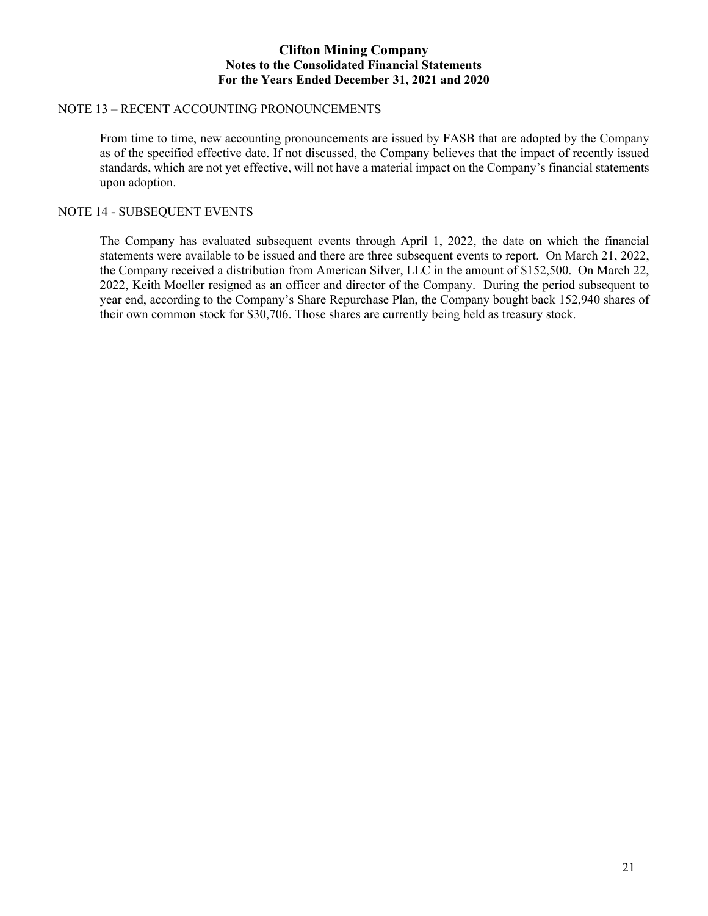## NOTE 13 – RECENT ACCOUNTING PRONOUNCEMENTS

From time to time, new accounting pronouncements are issued by FASB that are adopted by the Company as of the specified effective date. If not discussed, the Company believes that the impact of recently issued standards, which are not yet effective, will not have a material impact on the Company's financial statements upon adoption.

## NOTE 14 - SUBSEQUENT EVENTS

The Company has evaluated subsequent events through April 1, 2022, the date on which the financial statements were available to be issued and there are three subsequent events to report. On March 21, 2022, the Company received a distribution from American Silver, LLC in the amount of $152,500. On March 22, 2022, Keith Moeller resigned as an officer and director of the Company. During the period subsequent to year end, according to the Company's Share Repurchase Plan, the Company bought back 152,940 shares of their own common stock for $30,706. Those shares are currently being held as treasury stock.